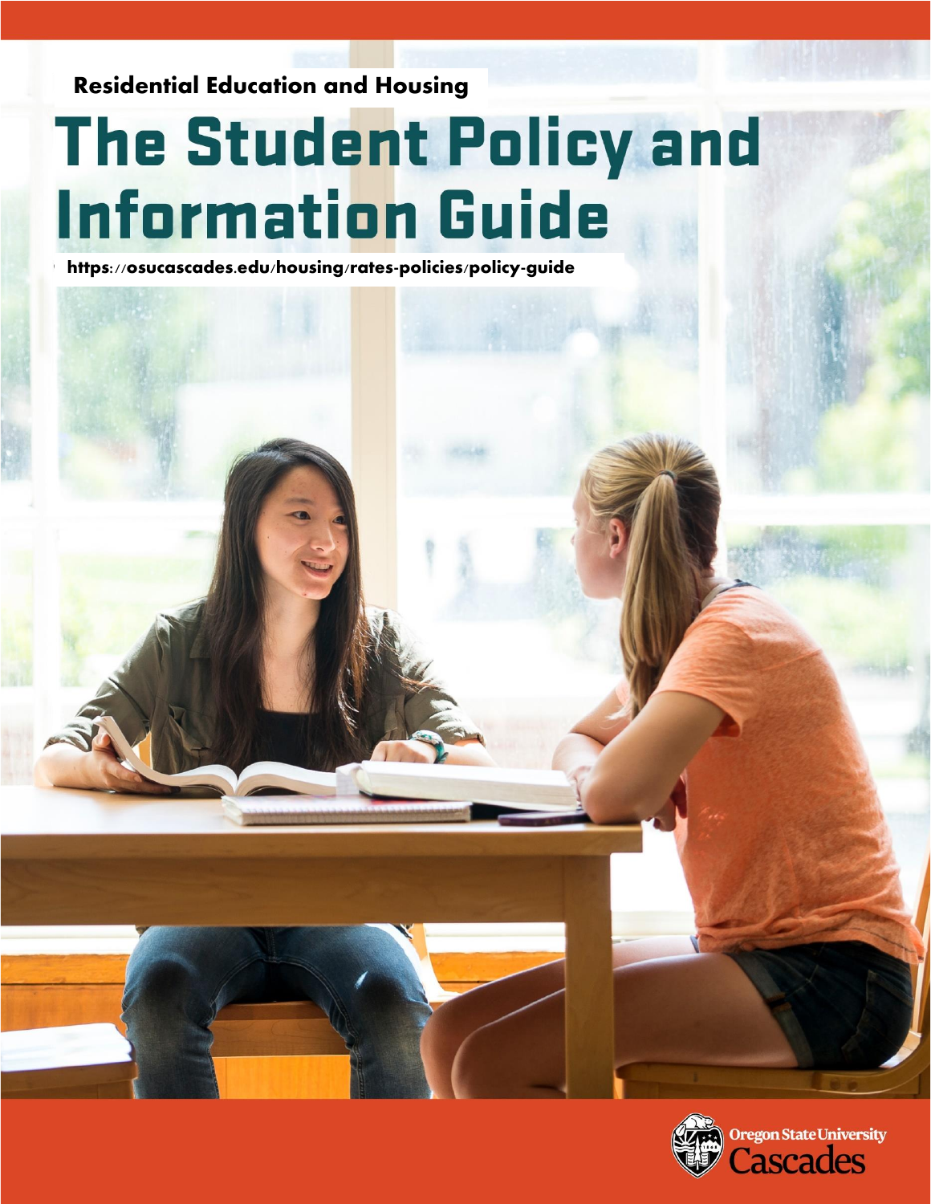Residential Education and Housing

# The Student Policy and Information Guide

https://osucascades.edu/housing/rates-policies/policy-guide

Oregon State University Cascades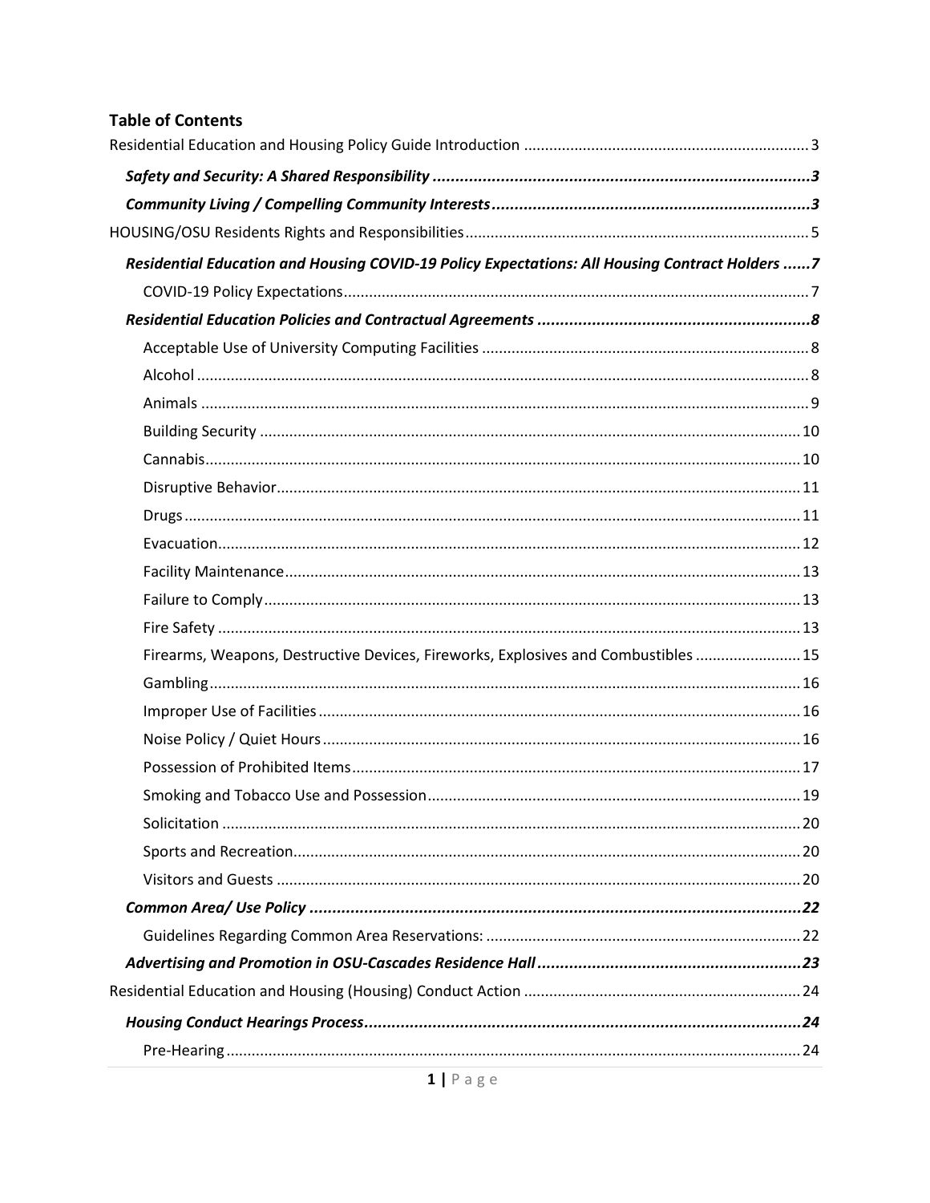## Table of Contents

Residential Education and Housing Policy Guide Introduction .......... 3

***Safety and Security: A Shared Responsibility .......... 3***

***Community Living / Compelling Community Interests .......... 3***

HOUSING/OSU Residents Rights and Responsibilities .......... 5

***Residential Education and Housing COVID-19 Policy Expectations: All Housing Contract Holders .......... 7***

- COVID-19 Policy Expectations .......... 7

***Residential Education Policies and Contractual Agreements .......... 8***

- Acceptable Use of University Computing Facilities .......... 8
- Alcohol .......... 8
- Animals .......... 9
- Building Security .......... 10
- Cannabis .......... 10
- Disruptive Behavior .......... 11
- Drugs .......... 11
- Evacuation .......... 12
- Facility Maintenance .......... 13
- Failure to Comply .......... 13
- Fire Safety .......... 13
- Firearms, Weapons, Destructive Devices, Fireworks, Explosives and Combustibles .......... 15
- Gambling .......... 16
- Improper Use of Facilities .......... 16
- Noise Policy / Quiet Hours .......... 16
- Possession of Prohibited Items .......... 17
- Smoking and Tobacco Use and Possession .......... 19
- Solicitation .......... 20
- Sports and Recreation .......... 20
- Visitors and Guests .......... 20

***Common Area/ Use Policy .......... 22***

- Guidelines Regarding Common Area Reservations: .......... 22

***Advertising and Promotion in OSU-Cascades Residence Hall .......... 23***

Residential Education and Housing (Housing) Conduct Action .......... 24

***Housing Conduct Hearings Process .......... 24***

- Pre-Hearing .......... 24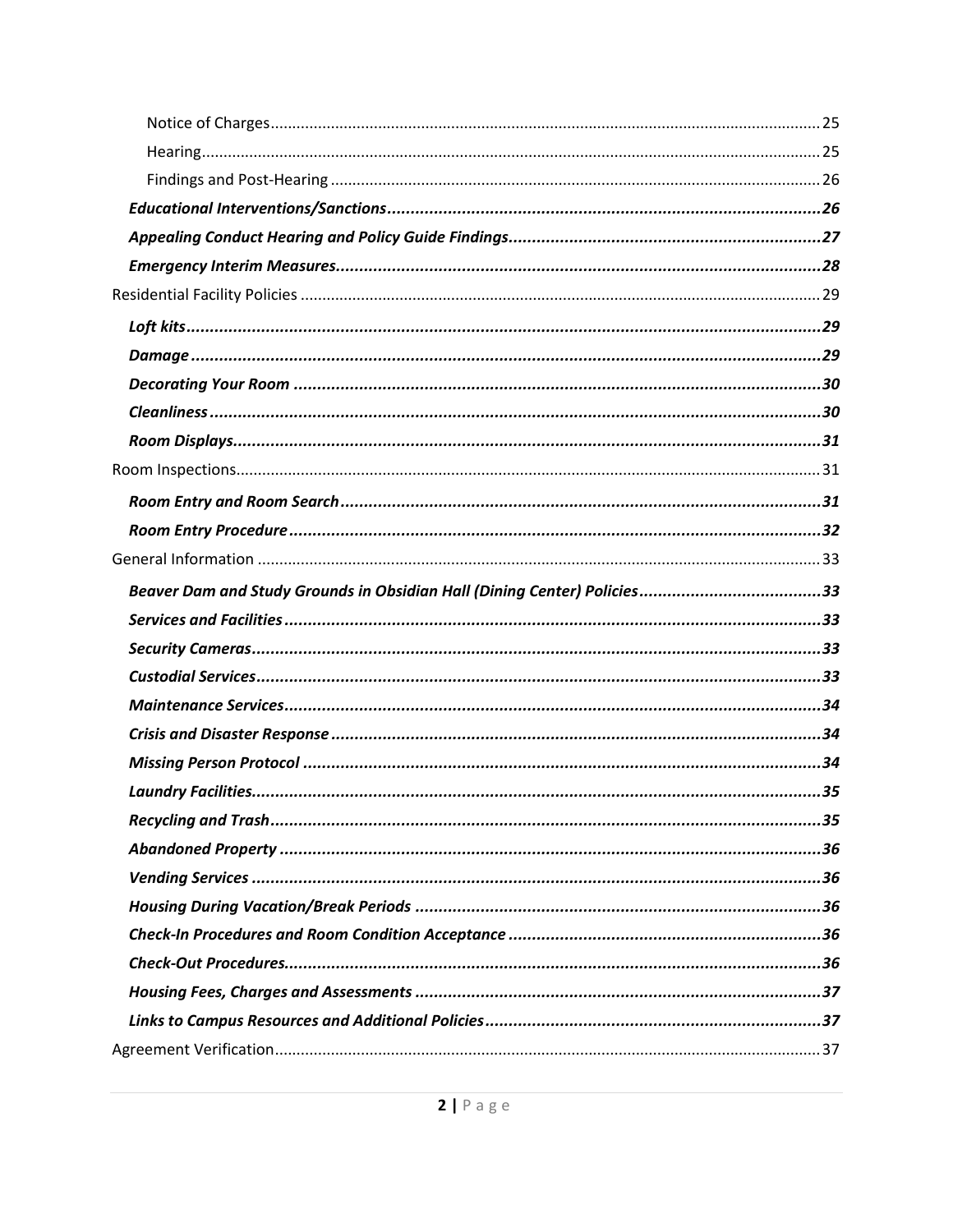Notice of Charges ........ 25
Hearing ........ 25
Findings and Post-Hearing ........ 26

***Educational Interventions/Sanctions*** ........ ***26***

***Appealing Conduct Hearing and Policy Guide Findings*** ........ ***27***

***Emergency Interim Measures*** ........ ***28***

Residential Facility Policies ........ 29

***Loft kits*** ........ ***29***

***Damage*** ........ ***29***

***Decorating Your Room*** ........ ***30***

***Cleanliness*** ........ ***30***

***Room Displays*** ........ ***31***

Room Inspections ........ 31

***Room Entry and Room Search*** ........ ***31***

***Room Entry Procedure*** ........ ***32***

General Information ........ 33

***Beaver Dam and Study Grounds in Obsidian Hall (Dining Center) Policies*** ........ ***33***

***Services and Facilities*** ........ ***33***

***Security Cameras*** ........ ***33***

***Custodial Services*** ........ ***33***

***Maintenance Services*** ........ ***34***

***Crisis and Disaster Response*** ........ ***34***

***Missing Person Protocol*** ........ ***34***

***Laundry Facilities*** ........ ***35***

***Recycling and Trash*** ........ ***35***

***Abandoned Property*** ........ ***36***

***Vending Services*** ........ ***36***

***Housing During Vacation/Break Periods*** ........ ***36***

***Check-In Procedures and Room Condition Acceptance*** ........ ***36***

***Check-Out Procedures*** ........ ***36***

***Housing Fees, Charges and Assessments*** ........ ***37***

***Links to Campus Resources and Additional Policies*** ........ ***37***

Agreement Verification ........ 37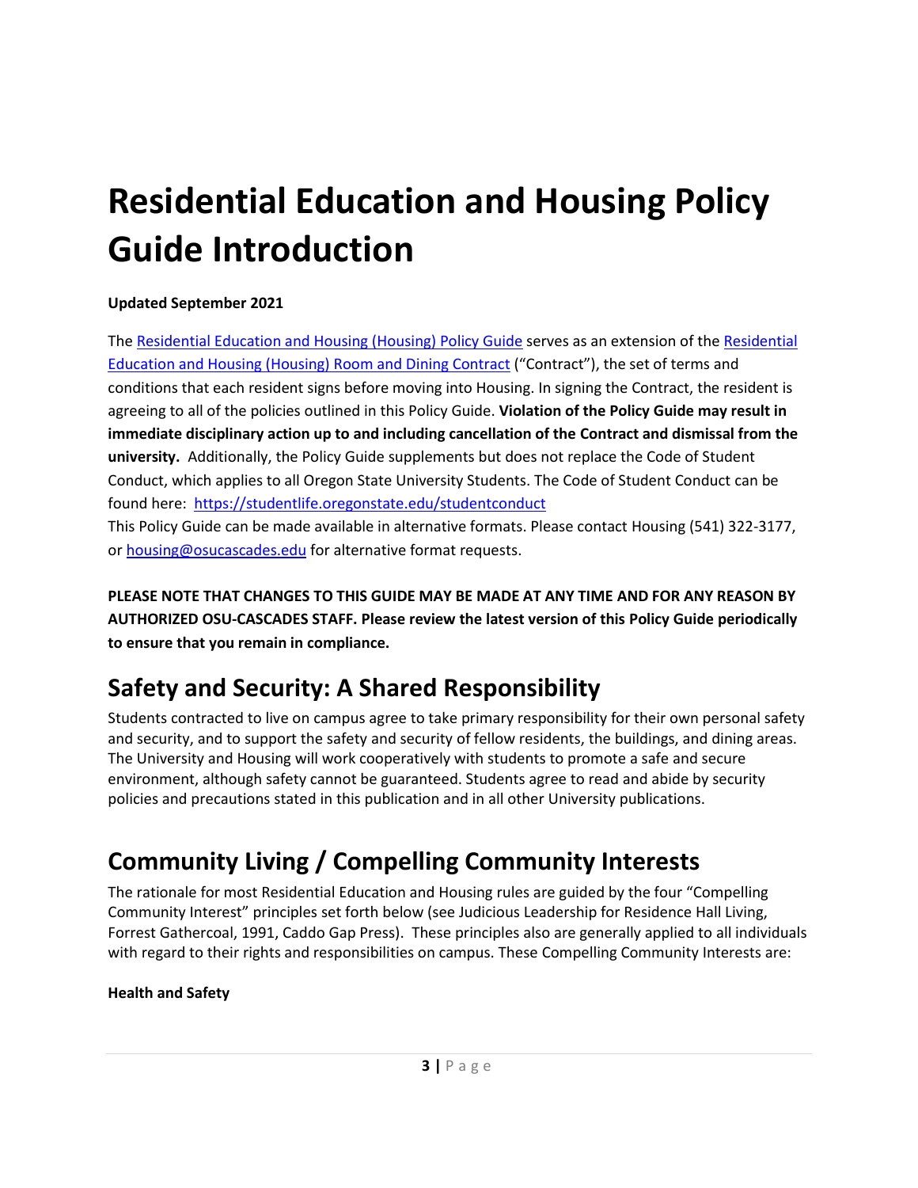# Residential Education and Housing Policy Guide Introduction

**Updated September 2021**

The Residential Education and Housing (Housing) Policy Guide serves as an extension of the Residential Education and Housing (Housing) Room and Dining Contract ("Contract"), the set of terms and conditions that each resident signs before moving into Housing. In signing the Contract, the resident is agreeing to all of the policies outlined in this Policy Guide. **Violation of the Policy Guide may result in immediate disciplinary action up to and including cancellation of the Contract and dismissal from the university.** Additionally, the Policy Guide supplements but does not replace the Code of Student Conduct, which applies to all Oregon State University Students. The Code of Student Conduct can be found here: https://studentlife.oregonstate.edu/studentconduct

This Policy Guide can be made available in alternative formats. Please contact Housing (541) 322-3177, or housing@osucascades.edu for alternative format requests.

**PLEASE NOTE THAT CHANGES TO THIS GUIDE MAY BE MADE AT ANY TIME AND FOR ANY REASON BY AUTHORIZED OSU-CASCADES STAFF. Please review the latest version of this Policy Guide periodically to ensure that you remain in compliance.**

## Safety and Security: A Shared Responsibility

Students contracted to live on campus agree to take primary responsibility for their own personal safety and security, and to support the safety and security of fellow residents, the buildings, and dining areas. The University and Housing will work cooperatively with students to promote a safe and secure environment, although safety cannot be guaranteed. Students agree to read and abide by security policies and precautions stated in this publication and in all other University publications.

## Community Living / Compelling Community Interests

The rationale for most Residential Education and Housing rules are guided by the four "Compelling Community Interest" principles set forth below (see Judicious Leadership for Residence Hall Living, Forrest Gathercoal, 1991, Caddo Gap Press). These principles also are generally applied to all individuals with regard to their rights and responsibilities on campus. These Compelling Community Interests are:

**Health and Safety**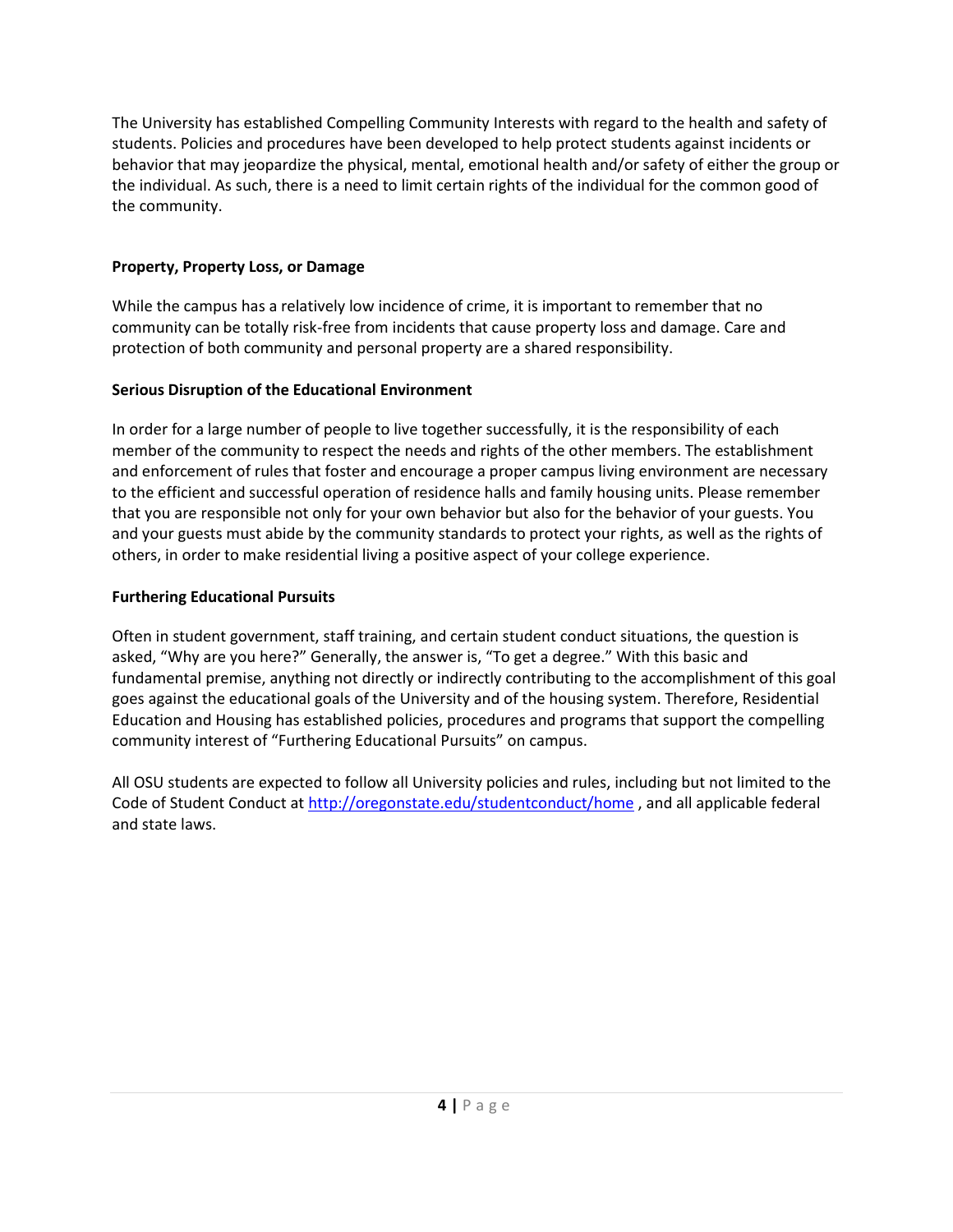The University has established Compelling Community Interests with regard to the health and safety of students. Policies and procedures have been developed to help protect students against incidents or behavior that may jeopardize the physical, mental, emotional health and/or safety of either the group or the individual. As such, there is a need to limit certain rights of the individual for the common good of the community.

**Property, Property Loss, or Damage**

While the campus has a relatively low incidence of crime, it is important to remember that no community can be totally risk-free from incidents that cause property loss and damage. Care and protection of both community and personal property are a shared responsibility.

**Serious Disruption of the Educational Environment**

In order for a large number of people to live together successfully, it is the responsibility of each member of the community to respect the needs and rights of the other members. The establishment and enforcement of rules that foster and encourage a proper campus living environment are necessary to the efficient and successful operation of residence halls and family housing units. Please remember that you are responsible not only for your own behavior but also for the behavior of your guests. You and your guests must abide by the community standards to protect your rights, as well as the rights of others, in order to make residential living a positive aspect of your college experience.

**Furthering Educational Pursuits**

Often in student government, staff training, and certain student conduct situations, the question is asked, "Why are you here?" Generally, the answer is, "To get a degree." With this basic and fundamental premise, anything not directly or indirectly contributing to the accomplishment of this goal goes against the educational goals of the University and of the housing system. Therefore, Residential Education and Housing has established policies, procedures and programs that support the compelling community interest of "Furthering Educational Pursuits" on campus.

All OSU students are expected to follow all University policies and rules, including but not limited to the Code of Student Conduct at http://oregonstate.edu/studentconduct/home , and all applicable federal and state laws.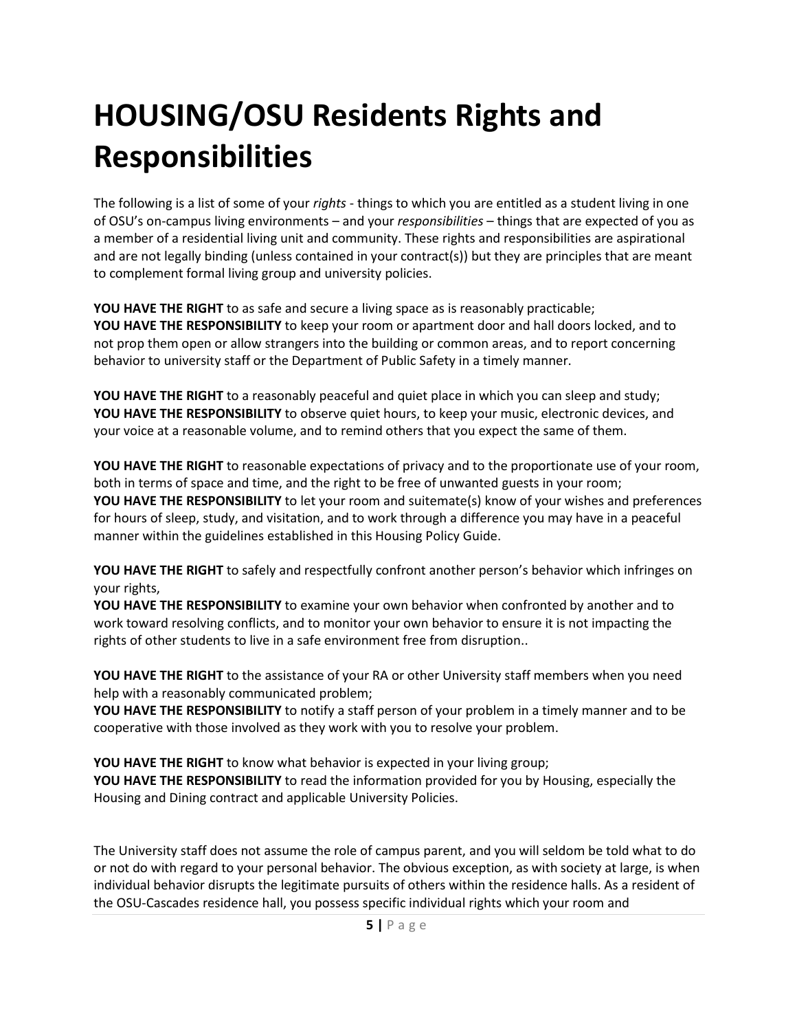# HOUSING/OSU Residents Rights and Responsibilities

The following is a list of some of your *rights* - things to which you are entitled as a student living in one of OSU's on-campus living environments – and your *responsibilities* – things that are expected of you as a member of a residential living unit and community. These rights and responsibilities are aspirational and are not legally binding (unless contained in your contract(s)) but they are principles that are meant to complement formal living group and university policies.

**YOU HAVE THE RIGHT** to as safe and secure a living space as is reasonably practicable;
**YOU HAVE THE RESPONSIBILITY** to keep your room or apartment door and hall doors locked, and to not prop them open or allow strangers into the building or common areas, and to report concerning behavior to university staff or the Department of Public Safety in a timely manner.

**YOU HAVE THE RIGHT** to a reasonably peaceful and quiet place in which you can sleep and study;
**YOU HAVE THE RESPONSIBILITY** to observe quiet hours, to keep your music, electronic devices, and your voice at a reasonable volume, and to remind others that you expect the same of them.

**YOU HAVE THE RIGHT** to reasonable expectations of privacy and to the proportionate use of your room, both in terms of space and time, and the right to be free of unwanted guests in your room;
**YOU HAVE THE RESPONSIBILITY** to let your room and suitemate(s) know of your wishes and preferences for hours of sleep, study, and visitation, and to work through a difference you may have in a peaceful manner within the guidelines established in this Housing Policy Guide.

**YOU HAVE THE RIGHT** to safely and respectfully confront another person's behavior which infringes on your rights,
**YOU HAVE THE RESPONSIBILITY** to examine your own behavior when confronted by another and to work toward resolving conflicts, and to monitor your own behavior to ensure it is not impacting the rights of other students to live in a safe environment free from disruption..

**YOU HAVE THE RIGHT** to the assistance of your RA or other University staff members when you need help with a reasonably communicated problem;
**YOU HAVE THE RESPONSIBILITY** to notify a staff person of your problem in a timely manner and to be cooperative with those involved as they work with you to resolve your problem.

**YOU HAVE THE RIGHT** to know what behavior is expected in your living group;
**YOU HAVE THE RESPONSIBILITY** to read the information provided for you by Housing, especially the Housing and Dining contract and applicable University Policies.

The University staff does not assume the role of campus parent, and you will seldom be told what to do or not do with regard to your personal behavior. The obvious exception, as with society at large, is when individual behavior disrupts the legitimate pursuits of others within the residence halls. As a resident of the OSU-Cascades residence hall, you possess specific individual rights which your room and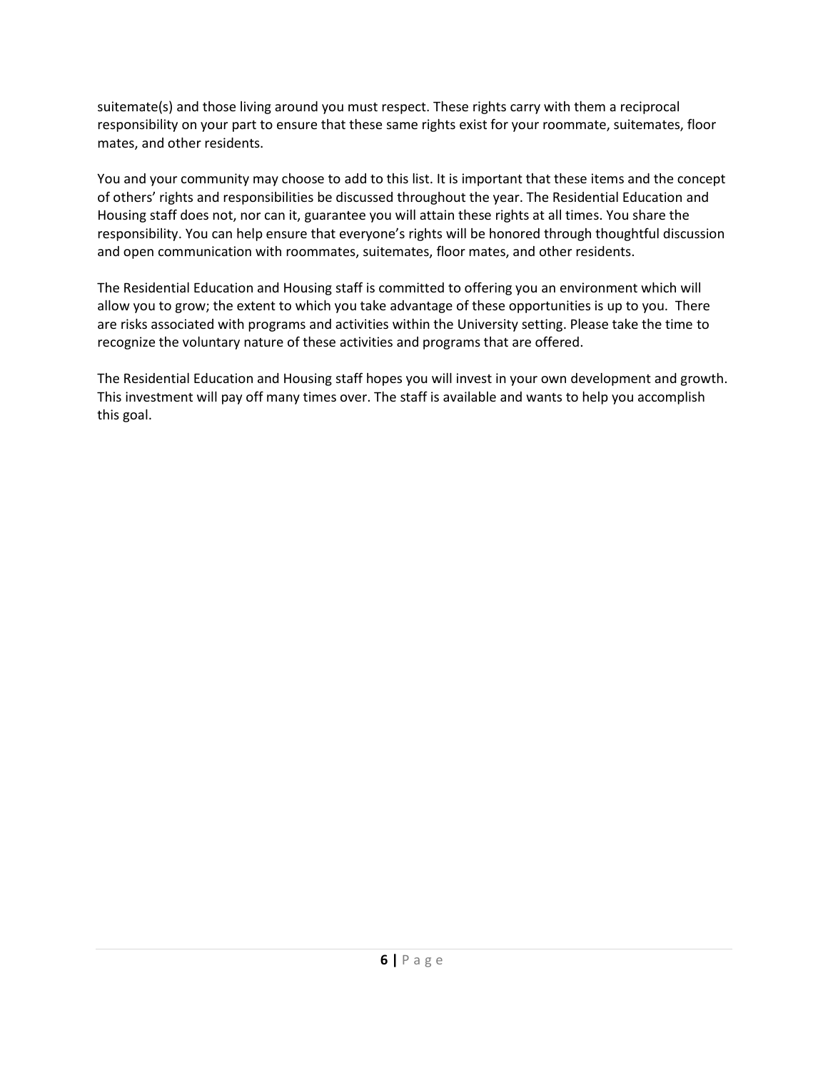suitemate(s) and those living around you must respect. These rights carry with them a reciprocal responsibility on your part to ensure that these same rights exist for your roommate, suitemates, floor mates, and other residents.

You and your community may choose to add to this list. It is important that these items and the concept of others' rights and responsibilities be discussed throughout the year. The Residential Education and Housing staff does not, nor can it, guarantee you will attain these rights at all times. You share the responsibility. You can help ensure that everyone's rights will be honored through thoughtful discussion and open communication with roommates, suitemates, floor mates, and other residents.

The Residential Education and Housing staff is committed to offering you an environment which will allow you to grow; the extent to which you take advantage of these opportunities is up to you. There are risks associated with programs and activities within the University setting. Please take the time to recognize the voluntary nature of these activities and programs that are offered.

The Residential Education and Housing staff hopes you will invest in your own development and growth. This investment will pay off many times over. The staff is available and wants to help you accomplish this goal.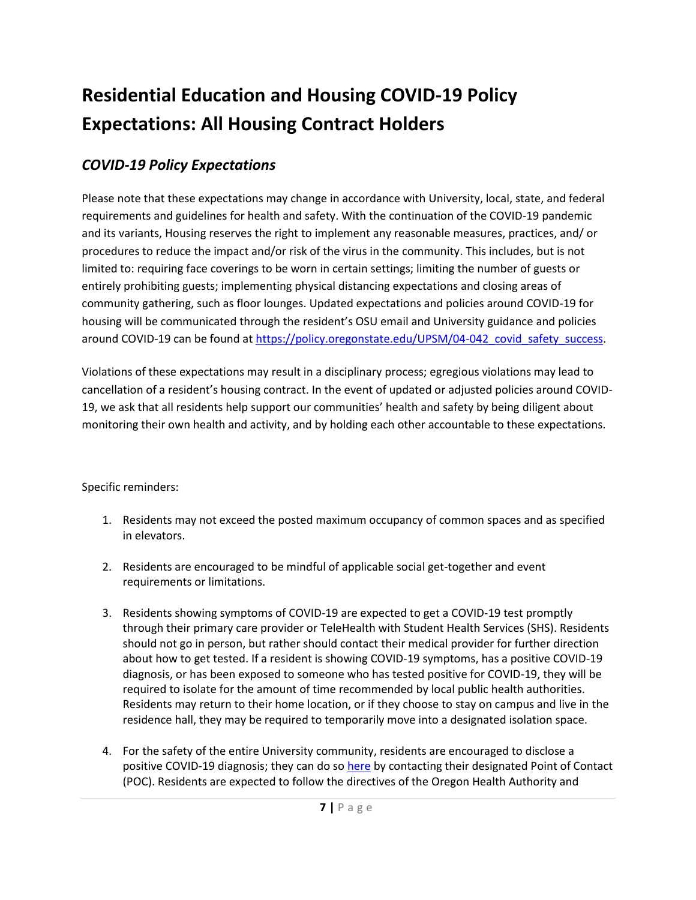# Residential Education and Housing COVID-19 Policy Expectations: All Housing Contract Holders

## *COVID-19 Policy Expectations*

Please note that these expectations may change in accordance with University, local, state, and federal requirements and guidelines for health and safety. With the continuation of the COVID-19 pandemic and its variants, Housing reserves the right to implement any reasonable measures, practices, and/ or procedures to reduce the impact and/or risk of the virus in the community. This includes, but is not limited to: requiring face coverings to be worn in certain settings; limiting the number of guests or entirely prohibiting guests; implementing physical distancing expectations and closing areas of community gathering, such as floor lounges. Updated expectations and policies around COVID-19 for housing will be communicated through the resident's OSU email and University guidance and policies around COVID-19 can be found at [https://policy.oregonstate.edu/UPSM/04-042_covid_safety_success](https://policy.oregonstate.edu/UPSM/04-042_covid_safety_success).

Violations of these expectations may result in a disciplinary process; egregious violations may lead to cancellation of a resident's housing contract. In the event of updated or adjusted policies around COVID-19, we ask that all residents help support our communities' health and safety by being diligent about monitoring their own health and activity, and by holding each other accountable to these expectations.

Specific reminders:

1. Residents may not exceed the posted maximum occupancy of common spaces and as specified in elevators.

2. Residents are encouraged to be mindful of applicable social get-together and event requirements or limitations.

3. Residents showing symptoms of COVID-19 are expected to get a COVID-19 test promptly through their primary care provider or TeleHealth with Student Health Services (SHS). Residents should not go in person, but rather should contact their medical provider for further direction about how to get tested. If a resident is showing COVID-19 symptoms, has a positive COVID-19 diagnosis, or has been exposed to someone who has tested positive for COVID-19, they will be required to isolate for the amount of time recommended by local public health authorities. Residents may return to their home location, or if they choose to stay on campus and live in the residence hall, they may be required to temporarily move into a designated isolation space.

4. For the safety of the entire University community, residents are encouraged to disclose a positive COVID-19 diagnosis; they can do so here by contacting their designated Point of Contact (POC). Residents are expected to follow the directives of the Oregon Health Authority and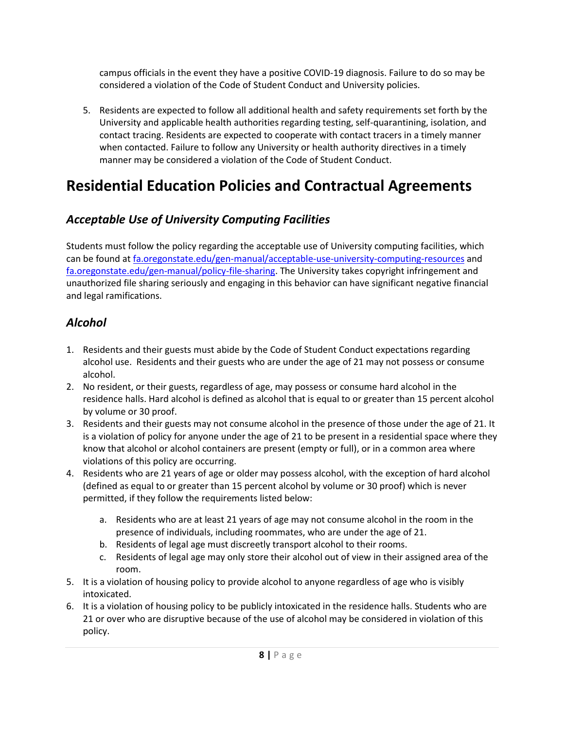campus officials in the event they have a positive COVID-19 diagnosis. Failure to do so may be considered a violation of the Code of Student Conduct and University policies.

5. Residents are expected to follow all additional health and safety requirements set forth by the University and applicable health authorities regarding testing, self-quarantining, isolation, and contact tracing. Residents are expected to cooperate with contact tracers in a timely manner when contacted. Failure to follow any University or health authority directives in a timely manner may be considered a violation of the Code of Student Conduct.

# Residential Education Policies and Contractual Agreements

## *Acceptable Use of University Computing Facilities*

Students must follow the policy regarding the acceptable use of University computing facilities, which can be found at [fa.oregonstate.edu/gen-manual/acceptable-use-university-computing-resources](fa.oregonstate.edu/gen-manual/acceptable-use-university-computing-resources) and [fa.oregonstate.edu/gen-manual/policy-file-sharing](fa.oregonstate.edu/gen-manual/policy-file-sharing). The University takes copyright infringement and unauthorized file sharing seriously and engaging in this behavior can have significant negative financial and legal ramifications.

## *Alcohol*

1. Residents and their guests must abide by the Code of Student Conduct expectations regarding alcohol use. Residents and their guests who are under the age of 21 may not possess or consume alcohol.
2. No resident, or their guests, regardless of age, may possess or consume hard alcohol in the residence halls. Hard alcohol is defined as alcohol that is equal to or greater than 15 percent alcohol by volume or 30 proof.
3. Residents and their guests may not consume alcohol in the presence of those under the age of 21. It is a violation of policy for anyone under the age of 21 to be present in a residential space where they know that alcohol or alcohol containers are present (empty or full), or in a common area where violations of this policy are occurring.
4. Residents who are 21 years of age or older may possess alcohol, with the exception of hard alcohol (defined as equal to or greater than 15 percent alcohol by volume or 30 proof) which is never permitted, if they follow the requirements listed below:
    a. Residents who are at least 21 years of age may not consume alcohol in the room in the presence of individuals, including roommates, who are under the age of 21.
    b. Residents of legal age must discreetly transport alcohol to their rooms.
    c. Residents of legal age may only store their alcohol out of view in their assigned area of the room.
5. It is a violation of housing policy to provide alcohol to anyone regardless of age who is visibly intoxicated.
6. It is a violation of housing policy to be publicly intoxicated in the residence halls. Students who are 21 or over who are disruptive because of the use of alcohol may be considered in violation of this policy.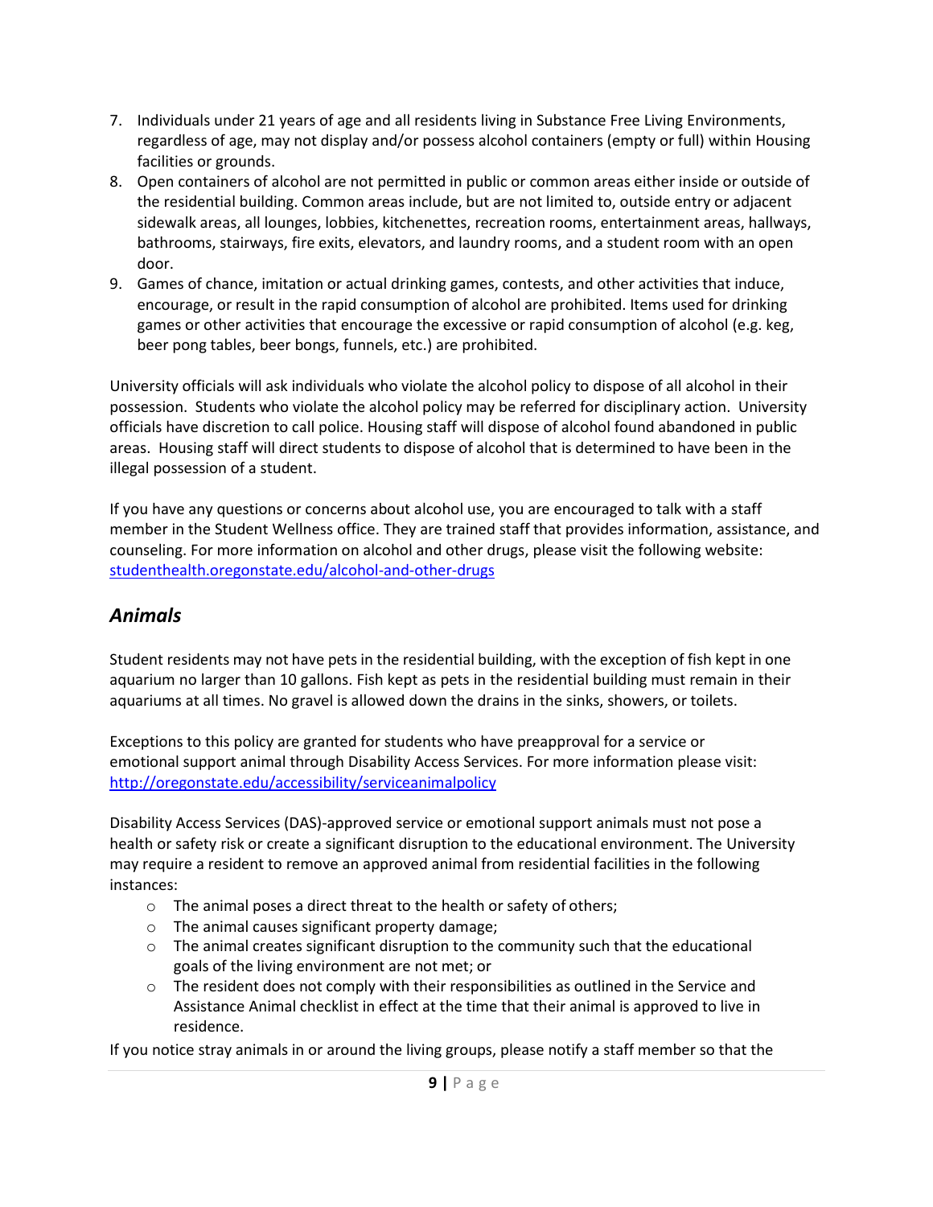7. Individuals under 21 years of age and all residents living in Substance Free Living Environments, regardless of age, may not display and/or possess alcohol containers (empty or full) within Housing facilities or grounds.
8. Open containers of alcohol are not permitted in public or common areas either inside or outside of the residential building. Common areas include, but are not limited to, outside entry or adjacent sidewalk areas, all lounges, lobbies, kitchenettes, recreation rooms, entertainment areas, hallways, bathrooms, stairways, fire exits, elevators, and laundry rooms, and a student room with an open door.
9. Games of chance, imitation or actual drinking games, contests, and other activities that induce, encourage, or result in the rapid consumption of alcohol are prohibited. Items used for drinking games or other activities that encourage the excessive or rapid consumption of alcohol (e.g. keg, beer pong tables, beer bongs, funnels, etc.) are prohibited.

University officials will ask individuals who violate the alcohol policy to dispose of all alcohol in their possession. Students who violate the alcohol policy may be referred for disciplinary action. University officials have discretion to call police. Housing staff will dispose of alcohol found abandoned in public areas. Housing staff will direct students to dispose of alcohol that is determined to have been in the illegal possession of a student.

If you have any questions or concerns about alcohol use, you are encouraged to talk with a staff member in the Student Wellness office. They are trained staff that provides information, assistance, and counseling. For more information on alcohol and other drugs, please visit the following website: [studenthealth.oregonstate.edu/alcohol-and-other-drugs](studenthealth.oregonstate.edu/alcohol-and-other-drugs)

## *Animals*

Student residents may not have pets in the residential building, with the exception of fish kept in one aquarium no larger than 10 gallons. Fish kept as pets in the residential building must remain in their aquariums at all times. No gravel is allowed down the drains in the sinks, showers, or toilets.

Exceptions to this policy are granted for students who have preapproval for a service or emotional support animal through Disability Access Services. For more information please visit: [http://oregonstate.edu/accessibility/serviceanimalpolicy](http://oregonstate.edu/accessibility/serviceanimalpolicy)

Disability Access Services (DAS)-approved service or emotional support animals must not pose a health or safety risk or create a significant disruption to the educational environment. The University may require a resident to remove an approved animal from residential facilities in the following instances:

- The animal poses a direct threat to the health or safety of others;
- The animal causes significant property damage;
- The animal creates significant disruption to the community such that the educational goals of the living environment are not met; or
- The resident does not comply with their responsibilities as outlined in the Service and Assistance Animal checklist in effect at the time that their animal is approved to live in residence.

If you notice stray animals in or around the living groups, please notify a staff member so that the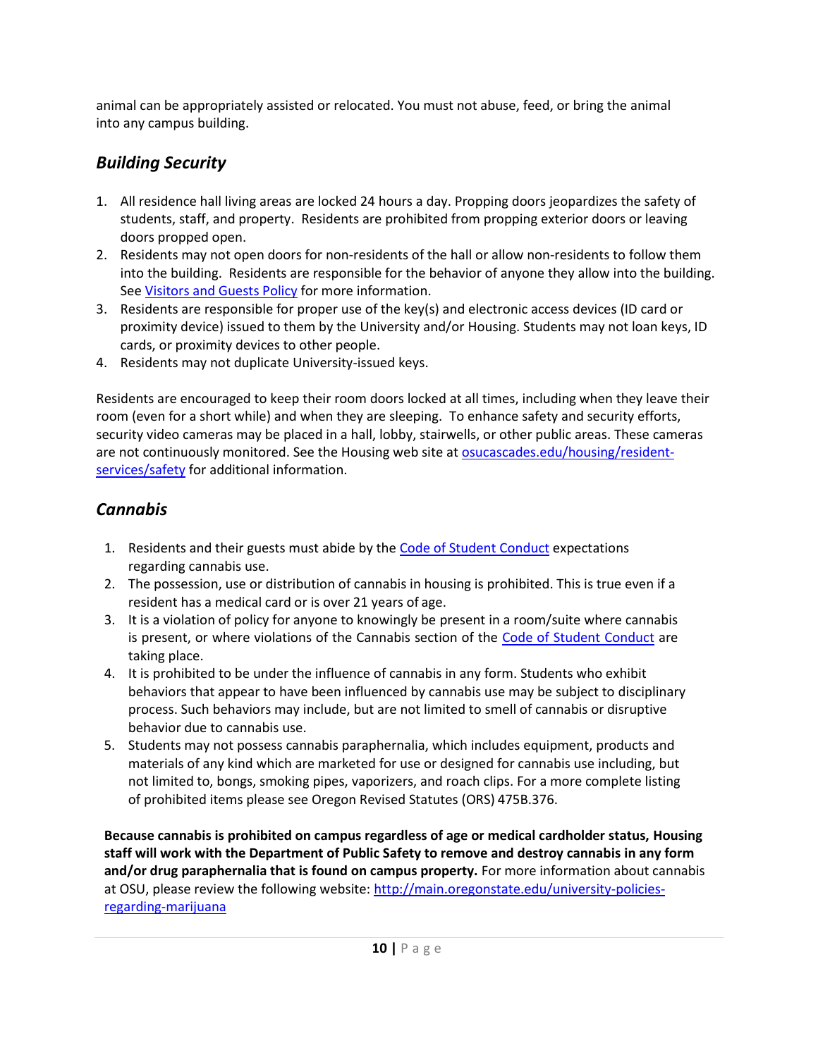animal can be appropriately assisted or relocated. You must not abuse, feed, or bring the animal into any campus building.

## *Building Security*

1. All residence hall living areas are locked 24 hours a day. Propping doors jeopardizes the safety of students, staff, and property. Residents are prohibited from propping exterior doors or leaving doors propped open.
2. Residents may not open doors for non-residents of the hall or allow non-residents to follow them into the building. Residents are responsible for the behavior of anyone they allow into the building. See [Visitors and Guests Policy]() for more information.
3. Residents are responsible for proper use of the key(s) and electronic access devices (ID card or proximity device) issued to them by the University and/or Housing. Students may not loan keys, ID cards, or proximity devices to other people.
4. Residents may not duplicate University-issued keys.

Residents are encouraged to keep their room doors locked at all times, including when they leave their room (even for a short while) and when they are sleeping. To enhance safety and security efforts, security video cameras may be placed in a hall, lobby, stairwells, or other public areas. These cameras are not continuously monitored. See the Housing web site at [osucascades.edu/housing/resident-services/safety](osucascades.edu/housing/resident-services/safety) for additional information.

## *Cannabis*

1. Residents and their guests must abide by the [Code of Student Conduct]() expectations regarding cannabis use.
2. The possession, use or distribution of cannabis in housing is prohibited. This is true even if a resident has a medical card or is over 21 years of age.
3. It is a violation of policy for anyone to knowingly be present in a room/suite where cannabis is present, or where violations of the Cannabis section of the [Code of Student Conduct]() are taking place.
4. It is prohibited to be under the influence of cannabis in any form. Students who exhibit behaviors that appear to have been influenced by cannabis use may be subject to disciplinary process. Such behaviors may include, but are not limited to smell of cannabis or disruptive behavior due to cannabis use.
5. Students may not possess cannabis paraphernalia, which includes equipment, products and materials of any kind which are marketed for use or designed for cannabis use including, but not limited to, bongs, smoking pipes, vaporizers, and roach clips. For a more complete listing of prohibited items please see Oregon Revised Statutes (ORS) 475B.376.

**Because cannabis is prohibited on campus regardless of age or medical cardholder status, Housing staff will work with the Department of Public Safety to remove and destroy cannabis in any form and/or drug paraphernalia that is found on campus property.** For more information about cannabis at OSU, please review the following website: [http://main.oregonstate.edu/university-policies-regarding-marijuana](http://main.oregonstate.edu/university-policies-regarding-marijuana)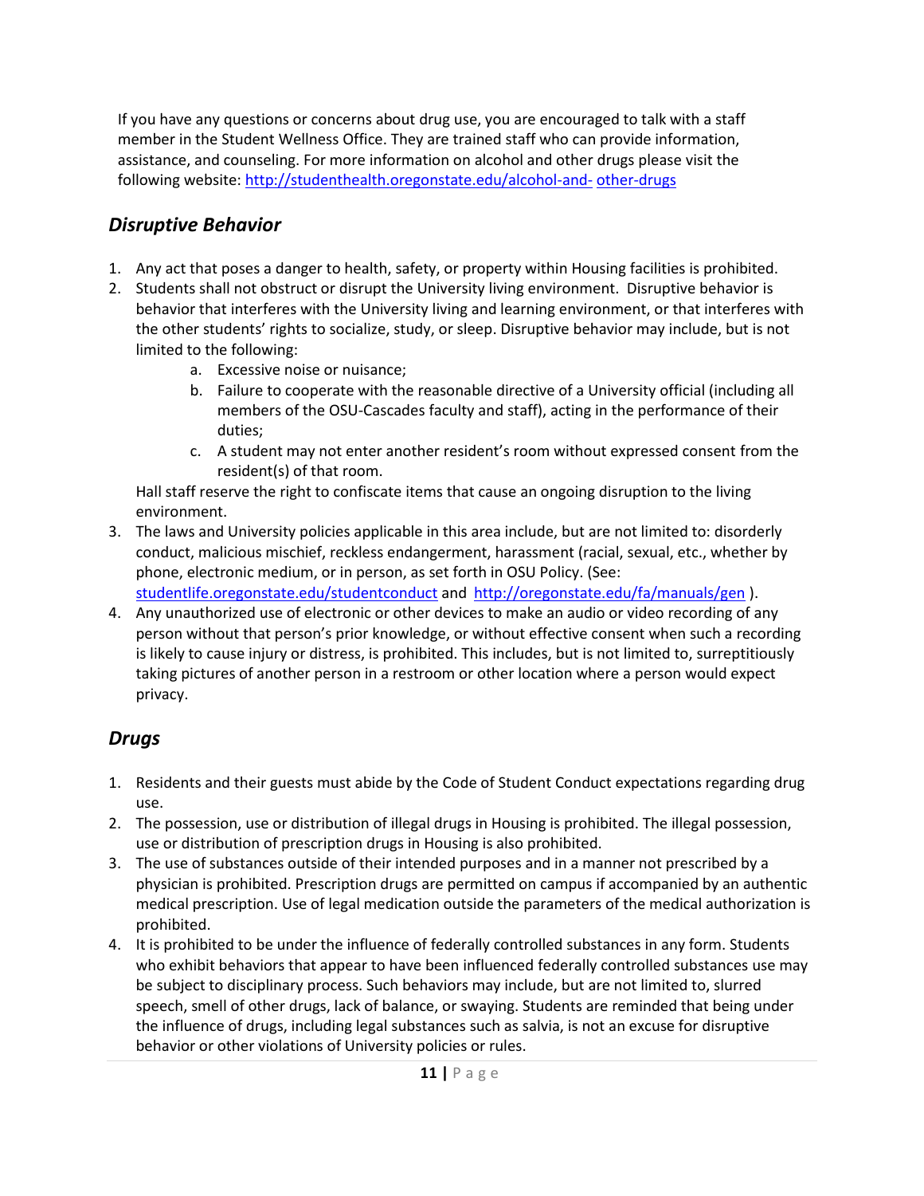If you have any questions or concerns about drug use, you are encouraged to talk with a staff member in the Student Wellness Office. They are trained staff who can provide information, assistance, and counseling. For more information on alcohol and other drugs please visit the following website: http://studenthealth.oregonstate.edu/alcohol-and- other-drugs

## *Disruptive Behavior*

1. Any act that poses a danger to health, safety, or property within Housing facilities is prohibited.
2. Students shall not obstruct or disrupt the University living environment. Disruptive behavior is behavior that interferes with the University living and learning environment, or that interferes with the other students' rights to socialize, study, or sleep. Disruptive behavior may include, but is not limited to the following:
    a. Excessive noise or nuisance;
    b. Failure to cooperate with the reasonable directive of a University official (including all members of the OSU-Cascades faculty and staff), acting in the performance of their duties;
    c. A student may not enter another resident's room without expressed consent from the resident(s) of that room.

   Hall staff reserve the right to confiscate items that cause an ongoing disruption to the living environment.
3. The laws and University policies applicable in this area include, but are not limited to: disorderly conduct, malicious mischief, reckless endangerment, harassment (racial, sexual, etc., whether by phone, electronic medium, or in person, as set forth in OSU Policy. (See: studentlife.oregonstate.edu/studentconduct and http://oregonstate.edu/fa/manuals/gen ).
4. Any unauthorized use of electronic or other devices to make an audio or video recording of any person without that person's prior knowledge, or without effective consent when such a recording is likely to cause injury or distress, is prohibited. This includes, but is not limited to, surreptitiously taking pictures of another person in a restroom or other location where a person would expect privacy.

## *Drugs*

1. Residents and their guests must abide by the Code of Student Conduct expectations regarding drug use.
2. The possession, use or distribution of illegal drugs in Housing is prohibited. The illegal possession, use or distribution of prescription drugs in Housing is also prohibited.
3. The use of substances outside of their intended purposes and in a manner not prescribed by a physician is prohibited. Prescription drugs are permitted on campus if accompanied by an authentic medical prescription. Use of legal medication outside the parameters of the medical authorization is prohibited.
4. It is prohibited to be under the influence of federally controlled substances in any form. Students who exhibit behaviors that appear to have been influenced federally controlled substances use may be subject to disciplinary process. Such behaviors may include, but are not limited to, slurred speech, smell of other drugs, lack of balance, or swaying. Students are reminded that being under the influence of drugs, including legal substances such as salvia, is not an excuse for disruptive behavior or other violations of University policies or rules.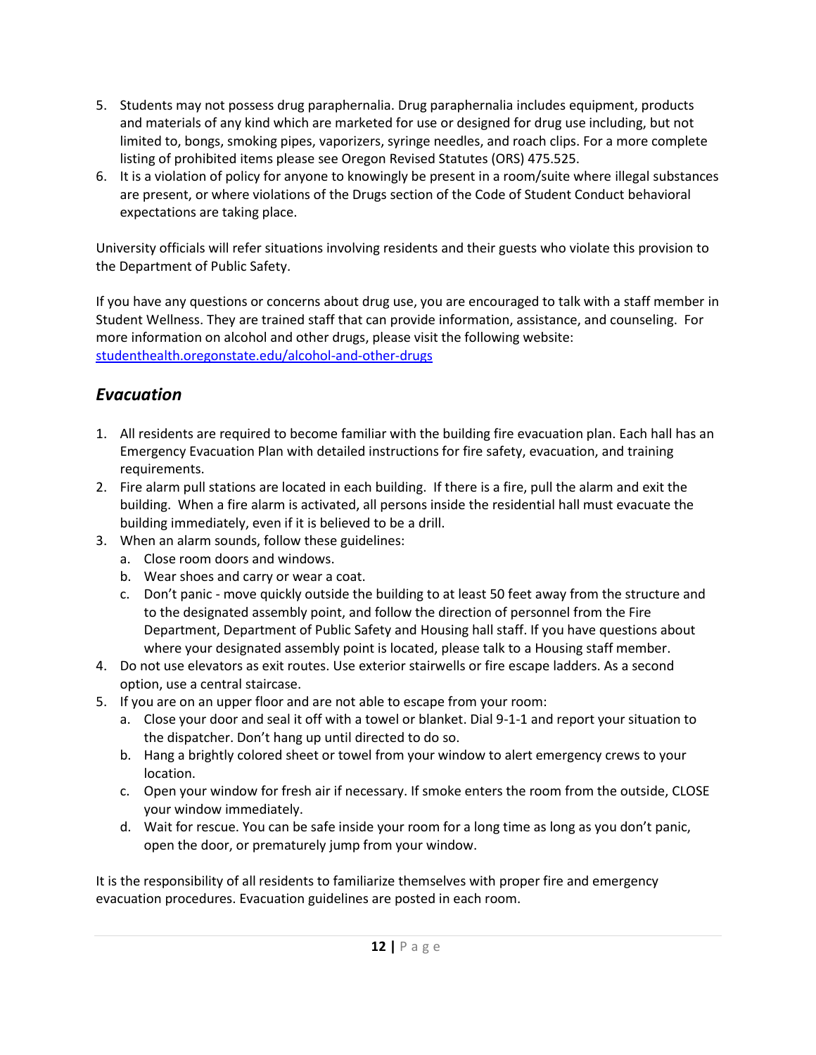5. Students may not possess drug paraphernalia. Drug paraphernalia includes equipment, products and materials of any kind which are marketed for use or designed for drug use including, but not limited to, bongs, smoking pipes, vaporizers, syringe needles, and roach clips. For a more complete listing of prohibited items please see Oregon Revised Statutes (ORS) 475.525.
6. It is a violation of policy for anyone to knowingly be present in a room/suite where illegal substances are present, or where violations of the Drugs section of the Code of Student Conduct behavioral expectations are taking place.

University officials will refer situations involving residents and their guests who violate this provision to the Department of Public Safety.

If you have any questions or concerns about drug use, you are encouraged to talk with a staff member in Student Wellness. They are trained staff that can provide information, assistance, and counseling. For more information on alcohol and other drugs, please visit the following website: studenthealth.oregonstate.edu/alcohol-and-other-drugs

## *Evacuation*

1. All residents are required to become familiar with the building fire evacuation plan. Each hall has an Emergency Evacuation Plan with detailed instructions for fire safety, evacuation, and training requirements.
2. Fire alarm pull stations are located in each building. If there is a fire, pull the alarm and exit the building. When a fire alarm is activated, all persons inside the residential hall must evacuate the building immediately, even if it is believed to be a drill.
3. When an alarm sounds, follow these guidelines:
   a. Close room doors and windows.
   b. Wear shoes and carry or wear a coat.
   c. Don't panic - move quickly outside the building to at least 50 feet away from the structure and to the designated assembly point, and follow the direction of personnel from the Fire Department, Department of Public Safety and Housing hall staff. If you have questions about where your designated assembly point is located, please talk to a Housing staff member.
4. Do not use elevators as exit routes. Use exterior stairwells or fire escape ladders. As a second option, use a central staircase.
5. If you are on an upper floor and are not able to escape from your room:
   a. Close your door and seal it off with a towel or blanket. Dial 9-1-1 and report your situation to the dispatcher. Don't hang up until directed to do so.
   b. Hang a brightly colored sheet or towel from your window to alert emergency crews to your location.
   c. Open your window for fresh air if necessary. If smoke enters the room from the outside, CLOSE your window immediately.
   d. Wait for rescue. You can be safe inside your room for a long time as long as you don't panic, open the door, or prematurely jump from your window.

It is the responsibility of all residents to familiarize themselves with proper fire and emergency evacuation procedures. Evacuation guidelines are posted in each room.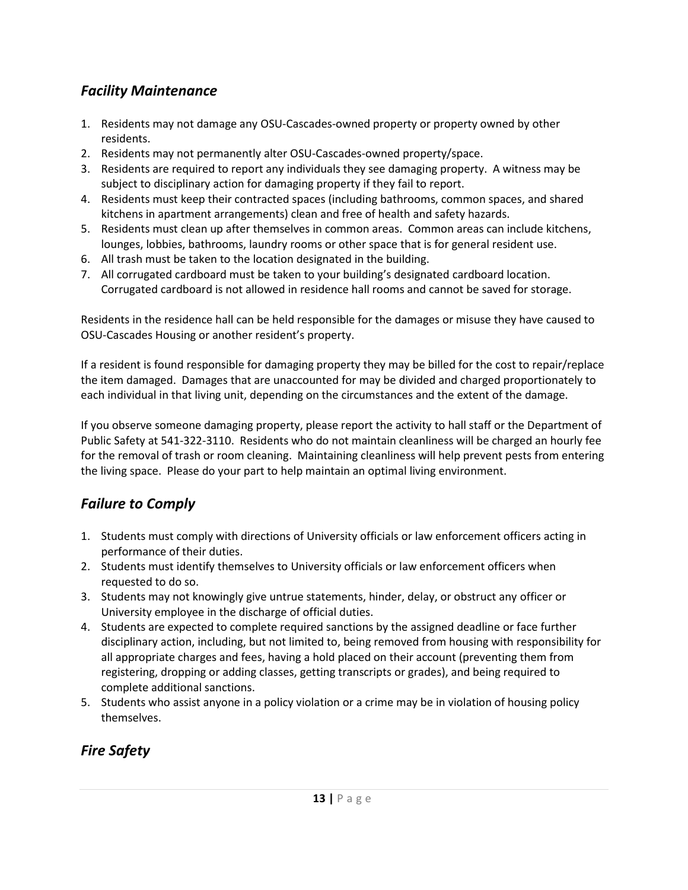## *Facility Maintenance*

1. Residents may not damage any OSU-Cascades-owned property or property owned by other residents.
2. Residents may not permanently alter OSU-Cascades-owned property/space.
3. Residents are required to report any individuals they see damaging property. A witness may be subject to disciplinary action for damaging property if they fail to report.
4. Residents must keep their contracted spaces (including bathrooms, common spaces, and shared kitchens in apartment arrangements) clean and free of health and safety hazards.
5. Residents must clean up after themselves in common areas. Common areas can include kitchens, lounges, lobbies, bathrooms, laundry rooms or other space that is for general resident use.
6. All trash must be taken to the location designated in the building.
7. All corrugated cardboard must be taken to your building's designated cardboard location. Corrugated cardboard is not allowed in residence hall rooms and cannot be saved for storage.

Residents in the residence hall can be held responsible for the damages or misuse they have caused to OSU-Cascades Housing or another resident's property.

If a resident is found responsible for damaging property they may be billed for the cost to repair/replace the item damaged. Damages that are unaccounted for may be divided and charged proportionately to each individual in that living unit, depending on the circumstances and the extent of the damage.

If you observe someone damaging property, please report the activity to hall staff or the Department of Public Safety at 541-322-3110. Residents who do not maintain cleanliness will be charged an hourly fee for the removal of trash or room cleaning. Maintaining cleanliness will help prevent pests from entering the living space. Please do your part to help maintain an optimal living environment.

## *Failure to Comply*

1. Students must comply with directions of University officials or law enforcement officers acting in performance of their duties.
2. Students must identify themselves to University officials or law enforcement officers when requested to do so.
3. Students may not knowingly give untrue statements, hinder, delay, or obstruct any officer or University employee in the discharge of official duties.
4. Students are expected to complete required sanctions by the assigned deadline or face further disciplinary action, including, but not limited to, being removed from housing with responsibility for all appropriate charges and fees, having a hold placed on their account (preventing them from registering, dropping or adding classes, getting transcripts or grades), and being required to complete additional sanctions.
5. Students who assist anyone in a policy violation or a crime may be in violation of housing policy themselves.

## *Fire Safety*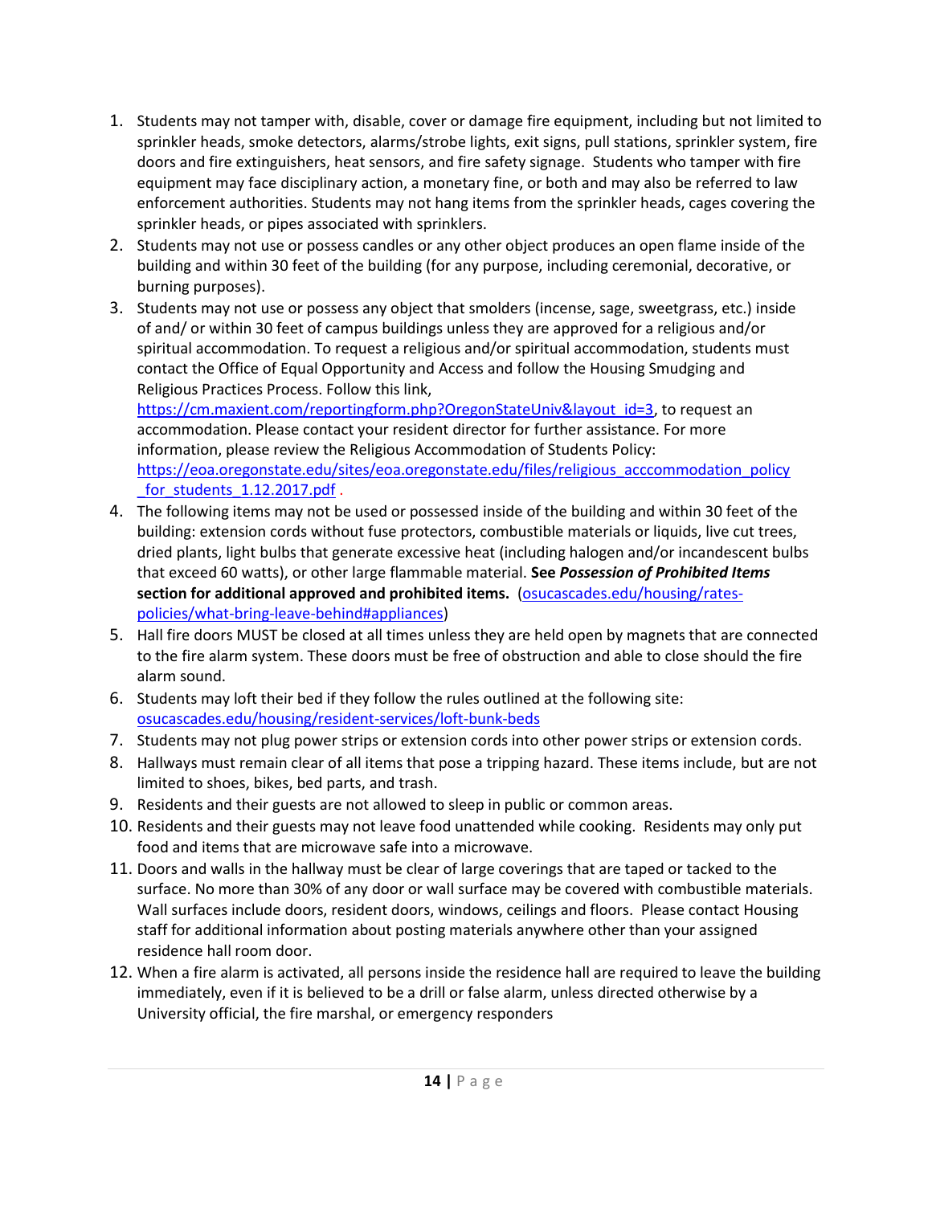1. Students may not tamper with, disable, cover or damage fire equipment, including but not limited to sprinkler heads, smoke detectors, alarms/strobe lights, exit signs, pull stations, sprinkler system, fire doors and fire extinguishers, heat sensors, and fire safety signage. Students who tamper with fire equipment may face disciplinary action, a monetary fine, or both and may also be referred to law enforcement authorities. Students may not hang items from the sprinkler heads, cages covering the sprinkler heads, or pipes associated with sprinklers.
2. Students may not use or possess candles or any other object produces an open flame inside of the building and within 30 feet of the building (for any purpose, including ceremonial, decorative, or burning purposes).
3. Students may not use or possess any object that smolders (incense, sage, sweetgrass, etc.) inside of and/ or within 30 feet of campus buildings unless they are approved for a religious and/or spiritual accommodation. To request a religious and/or spiritual accommodation, students must contact the Office of Equal Opportunity and Access and follow the Housing Smudging and Religious Practices Process. Follow this link, https://cm.maxient.com/reportingform.php?OregonStateUniv&layout_id=3, to request an accommodation. Please contact your resident director for further assistance. For more information, please review the Religious Accommodation of Students Policy: https://eoa.oregonstate.edu/sites/eoa.oregonstate.edu/files/religious_acccommodation_policy_for_students_1.12.2017.pdf .
4. The following items may not be used or possessed inside of the building and within 30 feet of the building: extension cords without fuse protectors, combustible materials or liquids, live cut trees, dried plants, light bulbs that generate excessive heat (including halogen and/or incandescent bulbs that exceed 60 watts), or other large flammable material. **See *Possession of Prohibited Items* section for additional approved and prohibited items.** (osucascades.edu/housing/rates-policies/what-bring-leave-behind#appliances)
5. Hall fire doors MUST be closed at all times unless they are held open by magnets that are connected to the fire alarm system. These doors must be free of obstruction and able to close should the fire alarm sound.
6. Students may loft their bed if they follow the rules outlined at the following site: osucascades.edu/housing/resident-services/loft-bunk-beds
7. Students may not plug power strips or extension cords into other power strips or extension cords.
8. Hallways must remain clear of all items that pose a tripping hazard. These items include, but are not limited to shoes, bikes, bed parts, and trash.
9. Residents and their guests are not allowed to sleep in public or common areas.
10. Residents and their guests may not leave food unattended while cooking. Residents may only put food and items that are microwave safe into a microwave.
11. Doors and walls in the hallway must be clear of large coverings that are taped or tacked to the surface. No more than 30% of any door or wall surface may be covered with combustible materials. Wall surfaces include doors, resident doors, windows, ceilings and floors. Please contact Housing staff for additional information about posting materials anywhere other than your assigned residence hall room door.
12. When a fire alarm is activated, all persons inside the residence hall are required to leave the building immediately, even if it is believed to be a drill or false alarm, unless directed otherwise by a University official, the fire marshal, or emergency responders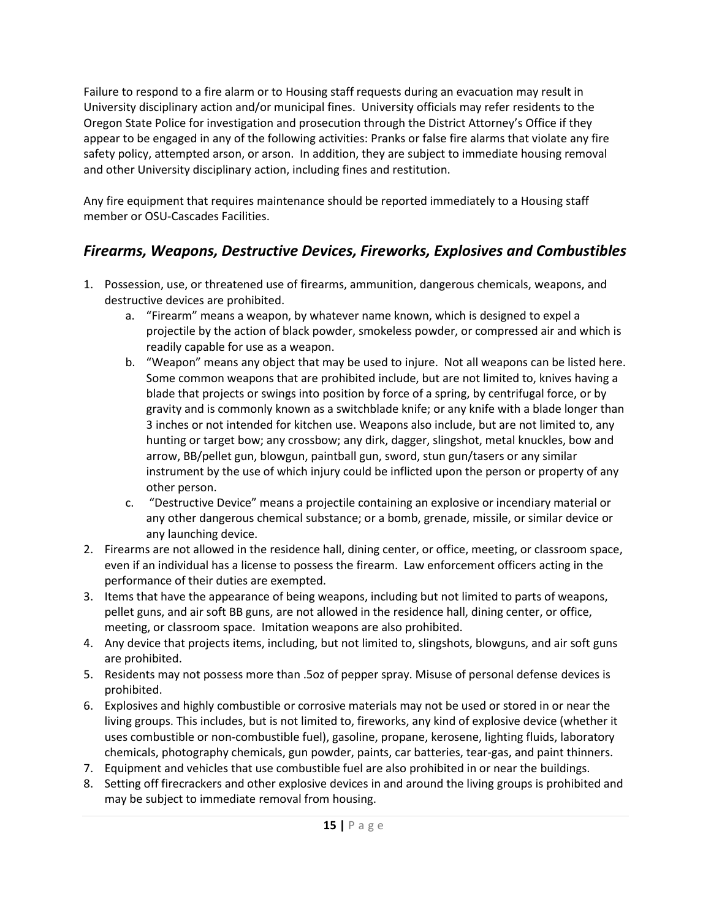Failure to respond to a fire alarm or to Housing staff requests during an evacuation may result in University disciplinary action and/or municipal fines. University officials may refer residents to the Oregon State Police for investigation and prosecution through the District Attorney's Office if they appear to be engaged in any of the following activities: Pranks or false fire alarms that violate any fire safety policy, attempted arson, or arson. In addition, they are subject to immediate housing removal and other University disciplinary action, including fines and restitution.

Any fire equipment that requires maintenance should be reported immediately to a Housing staff member or OSU-Cascades Facilities.

## *Firearms, Weapons, Destructive Devices, Fireworks, Explosives and Combustibles*

1. Possession, use, or threatened use of firearms, ammunition, dangerous chemicals, weapons, and destructive devices are prohibited.
    a. "Firearm" means a weapon, by whatever name known, which is designed to expel a projectile by the action of black powder, smokeless powder, or compressed air and which is readily capable for use as a weapon.
    b. "Weapon" means any object that may be used to injure. Not all weapons can be listed here. Some common weapons that are prohibited include, but are not limited to, knives having a blade that projects or swings into position by force of a spring, by centrifugal force, or by gravity and is commonly known as a switchblade knife; or any knife with a blade longer than 3 inches or not intended for kitchen use. Weapons also include, but are not limited to, any hunting or target bow; any crossbow; any dirk, dagger, slingshot, metal knuckles, bow and arrow, BB/pellet gun, blowgun, paintball gun, sword, stun gun/tasers or any similar instrument by the use of which injury could be inflicted upon the person or property of any other person.
    c. "Destructive Device" means a projectile containing an explosive or incendiary material or any other dangerous chemical substance; or a bomb, grenade, missile, or similar device or any launching device.
2. Firearms are not allowed in the residence hall, dining center, or office, meeting, or classroom space, even if an individual has a license to possess the firearm. Law enforcement officers acting in the performance of their duties are exempted.
3. Items that have the appearance of being weapons, including but not limited to parts of weapons, pellet guns, and air soft BB guns, are not allowed in the residence hall, dining center, or office, meeting, or classroom space. Imitation weapons are also prohibited.
4. Any device that projects items, including, but not limited to, slingshots, blowguns, and air soft guns are prohibited.
5. Residents may not possess more than .5oz of pepper spray. Misuse of personal defense devices is prohibited.
6. Explosives and highly combustible or corrosive materials may not be used or stored in or near the living groups. This includes, but is not limited to, fireworks, any kind of explosive device (whether it uses combustible or non-combustible fuel), gasoline, propane, kerosene, lighting fluids, laboratory chemicals, photography chemicals, gun powder, paints, car batteries, tear-gas, and paint thinners.
7. Equipment and vehicles that use combustible fuel are also prohibited in or near the buildings.
8. Setting off firecrackers and other explosive devices in and around the living groups is prohibited and may be subject to immediate removal from housing.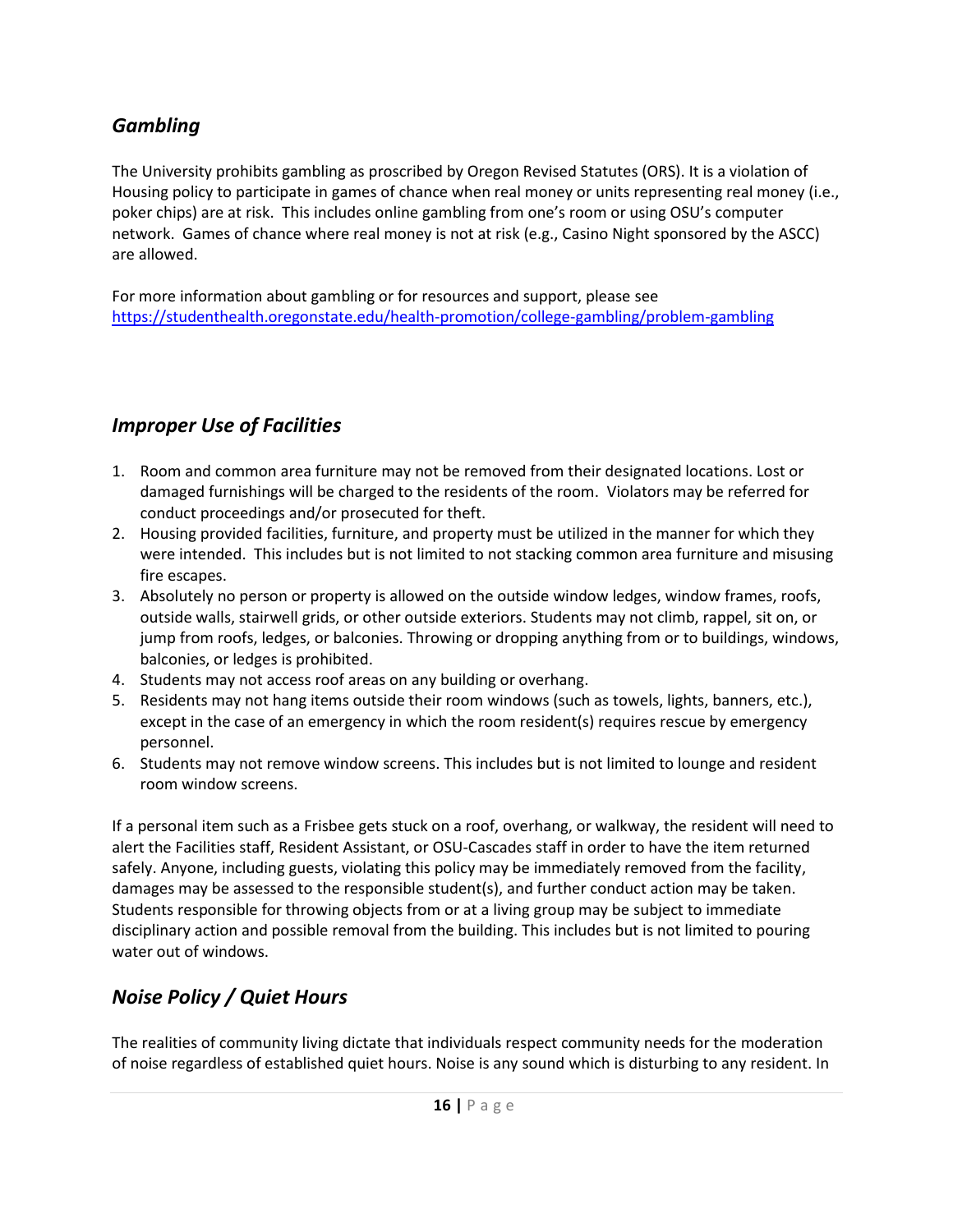## *Gambling*

The University prohibits gambling as proscribed by Oregon Revised Statutes (ORS). It is a violation of Housing policy to participate in games of chance when real money or units representing real money (i.e., poker chips) are at risk. This includes online gambling from one's room or using OSU's computer network. Games of chance where real money is not at risk (e.g., Casino Night sponsored by the ASCC) are allowed.

For more information about gambling or for resources and support, please see https://studenthealth.oregonstate.edu/health-promotion/college-gambling/problem-gambling

## *Improper Use of Facilities*

1. Room and common area furniture may not be removed from their designated locations. Lost or damaged furnishings will be charged to the residents of the room. Violators may be referred for conduct proceedings and/or prosecuted for theft.
2. Housing provided facilities, furniture, and property must be utilized in the manner for which they were intended. This includes but is not limited to not stacking common area furniture and misusing fire escapes.
3. Absolutely no person or property is allowed on the outside window ledges, window frames, roofs, outside walls, stairwell grids, or other outside exteriors. Students may not climb, rappel, sit on, or jump from roofs, ledges, or balconies. Throwing or dropping anything from or to buildings, windows, balconies, or ledges is prohibited.
4. Students may not access roof areas on any building or overhang.
5. Residents may not hang items outside their room windows (such as towels, lights, banners, etc.), except in the case of an emergency in which the room resident(s) requires rescue by emergency personnel.
6. Students may not remove window screens. This includes but is not limited to lounge and resident room window screens.

If a personal item such as a Frisbee gets stuck on a roof, overhang, or walkway, the resident will need to alert the Facilities staff, Resident Assistant, or OSU-Cascades staff in order to have the item returned safely. Anyone, including guests, violating this policy may be immediately removed from the facility, damages may be assessed to the responsible student(s), and further conduct action may be taken. Students responsible for throwing objects from or at a living group may be subject to immediate disciplinary action and possible removal from the building. This includes but is not limited to pouring water out of windows.

## *Noise Policy / Quiet Hours*

The realities of community living dictate that individuals respect community needs for the moderation of noise regardless of established quiet hours. Noise is any sound which is disturbing to any resident. In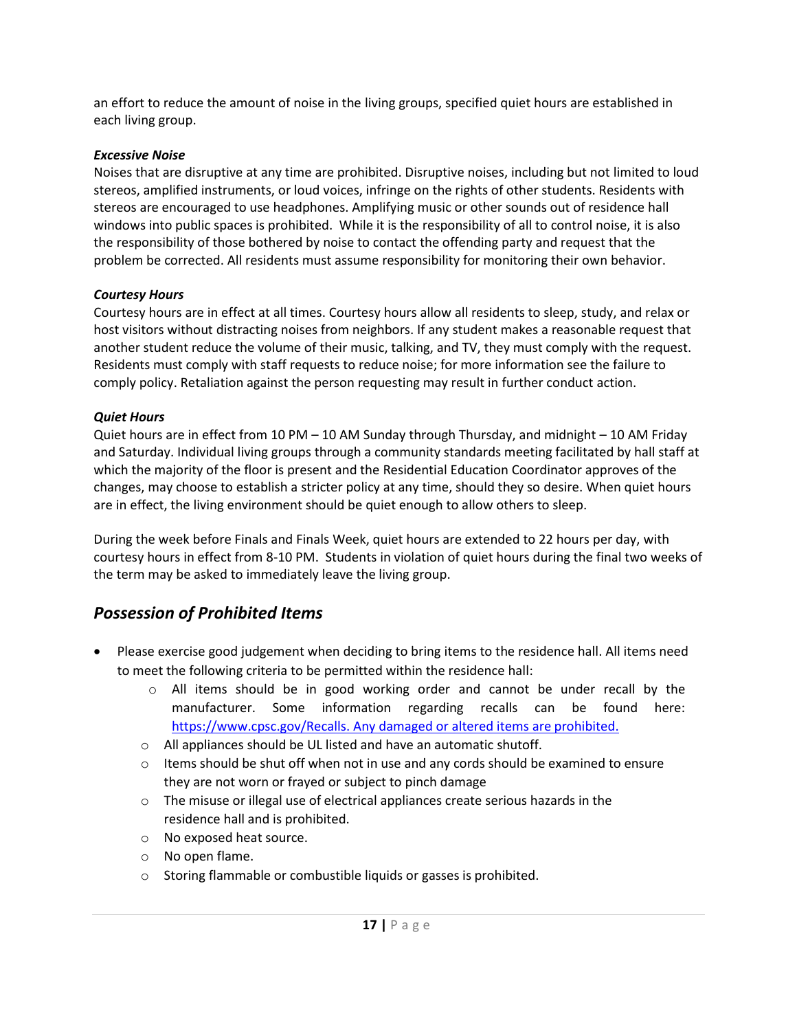an effort to reduce the amount of noise in the living groups, specified quiet hours are established in each living group.

***Excessive Noise***
Noises that are disruptive at any time are prohibited. Disruptive noises, including but not limited to loud stereos, amplified instruments, or loud voices, infringe on the rights of other students. Residents with stereos are encouraged to use headphones. Amplifying music or other sounds out of residence hall windows into public spaces is prohibited. While it is the responsibility of all to control noise, it is also the responsibility of those bothered by noise to contact the offending party and request that the problem be corrected. All residents must assume responsibility for monitoring their own behavior.

***Courtesy Hours***
Courtesy hours are in effect at all times. Courtesy hours allow all residents to sleep, study, and relax or host visitors without distracting noises from neighbors. If any student makes a reasonable request that another student reduce the volume of their music, talking, and TV, they must comply with the request. Residents must comply with staff requests to reduce noise; for more information see the failure to comply policy. Retaliation against the person requesting may result in further conduct action.

***Quiet Hours***
Quiet hours are in effect from 10 PM – 10 AM Sunday through Thursday, and midnight – 10 AM Friday and Saturday. Individual living groups through a community standards meeting facilitated by hall staff at which the majority of the floor is present and the Residential Education Coordinator approves of the changes, may choose to establish a stricter policy at any time, should they so desire. When quiet hours are in effect, the living environment should be quiet enough to allow others to sleep.

During the week before Finals and Finals Week, quiet hours are extended to 22 hours per day, with courtesy hours in effect from 8-10 PM. Students in violation of quiet hours during the final two weeks of the term may be asked to immediately leave the living group.

## *Possession of Prohibited Items*

- Please exercise good judgement when deciding to bring items to the residence hall. All items need to meet the following criteria to be permitted within the residence hall:
  - All items should be in good working order and cannot be under recall by the manufacturer. Some information regarding recalls can be found here: https://www.cpsc.gov/Recalls. Any damaged or altered items are prohibited.
  - All appliances should be UL listed and have an automatic shutoff.
  - Items should be shut off when not in use and any cords should be examined to ensure they are not worn or frayed or subject to pinch damage
  - The misuse or illegal use of electrical appliances create serious hazards in the residence hall and is prohibited.
  - No exposed heat source.
  - No open flame.
  - Storing flammable or combustible liquids or gasses is prohibited.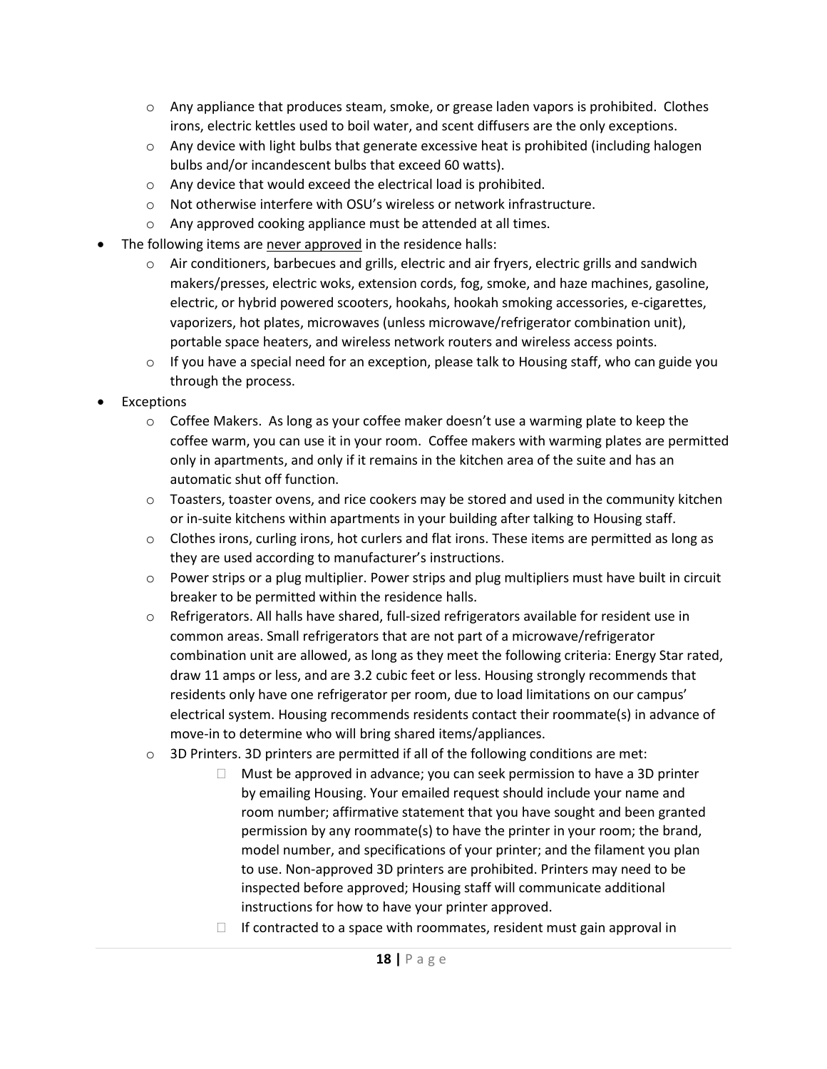- Any appliance that produces steam, smoke, or grease laden vapors is prohibited. Clothes irons, electric kettles used to boil water, and scent diffusers are the only exceptions.
    - Any device with light bulbs that generate excessive heat is prohibited (including halogen bulbs and/or incandescent bulbs that exceed 60 watts).
    - Any device that would exceed the electrical load is prohibited.
    - Not otherwise interfere with OSU's wireless or network infrastructure.
    - Any approved cooking appliance must be attended at all times.
- The following items are <u>never approved</u> in the residence halls:
    - Air conditioners, barbecues and grills, electric and air fryers, electric grills and sandwich makers/presses, electric woks, extension cords, fog, smoke, and haze machines, gasoline, electric, or hybrid powered scooters, hookahs, hookah smoking accessories, e-cigarettes, vaporizers, hot plates, microwaves (unless microwave/refrigerator combination unit), portable space heaters, and wireless network routers and wireless access points.
    - If you have a special need for an exception, please talk to Housing staff, who can guide you through the process.
- Exceptions
    - Coffee Makers. As long as your coffee maker doesn't use a warming plate to keep the coffee warm, you can use it in your room. Coffee makers with warming plates are permitted only in apartments, and only if it remains in the kitchen area of the suite and has an automatic shut off function.
    - Toasters, toaster ovens, and rice cookers may be stored and used in the community kitchen or in-suite kitchens within apartments in your building after talking to Housing staff.
    - Clothes irons, curling irons, hot curlers and flat irons. These items are permitted as long as they are used according to manufacturer's instructions.
    - Power strips or a plug multiplier. Power strips and plug multipliers must have built in circuit breaker to be permitted within the residence halls.
    - Refrigerators. All halls have shared, full-sized refrigerators available for resident use in common areas. Small refrigerators that are not part of a microwave/refrigerator combination unit are allowed, as long as they meet the following criteria: Energy Star rated, draw 11 amps or less, and are 3.2 cubic feet or less. Housing strongly recommends that residents only have one refrigerator per room, due to load limitations on our campus' electrical system. Housing recommends residents contact their roommate(s) in advance of move-in to determine who will bring shared items/appliances.
    - 3D Printers. 3D printers are permitted if all of the following conditions are met:
        - Must be approved in advance; you can seek permission to have a 3D printer by emailing Housing. Your emailed request should include your name and room number; affirmative statement that you have sought and been granted permission by any roommate(s) to have the printer in your room; the brand, model number, and specifications of your printer; and the filament you plan to use. Non-approved 3D printers are prohibited. Printers may need to be inspected before approved; Housing staff will communicate additional instructions for how to have your printer approved.
        - If contracted to a space with roommates, resident must gain approval in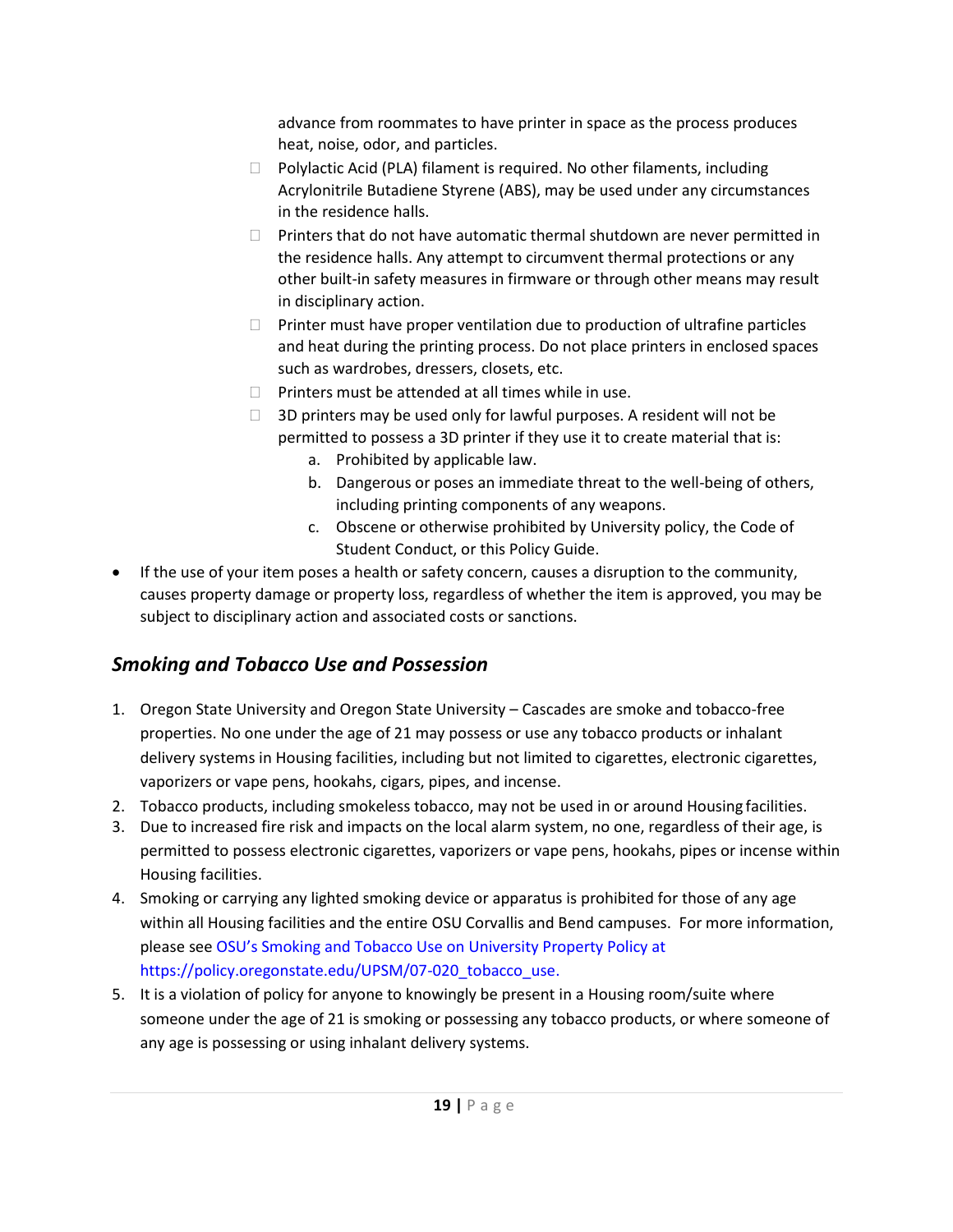advance from roommates to have printer in space as the process produces heat, noise, odor, and particles.

- Polylactic Acid (PLA) filament is required. No other filaments, including Acrylonitrile Butadiene Styrene (ABS), may be used under any circumstances in the residence halls.
- Printers that do not have automatic thermal shutdown are never permitted in the residence halls. Any attempt to circumvent thermal protections or any other built-in safety measures in firmware or through other means may result in disciplinary action.
- Printer must have proper ventilation due to production of ultrafine particles and heat during the printing process. Do not place printers in enclosed spaces such as wardrobes, dressers, closets, etc.
- Printers must be attended at all times while in use.
- 3D printers may be used only for lawful purposes. A resident will not be permitted to possess a 3D printer if they use it to create material that is:
  a. Prohibited by applicable law.
  b. Dangerous or poses an immediate threat to the well-being of others, including printing components of any weapons.
  c. Obscene or otherwise prohibited by University policy, the Code of Student Conduct, or this Policy Guide.

- If the use of your item poses a health or safety concern, causes a disruption to the community, causes property damage or property loss, regardless of whether the item is approved, you may be subject to disciplinary action and associated costs or sanctions.

## *Smoking and Tobacco Use and Possession*

1. Oregon State University and Oregon State University – Cascades are smoke and tobacco-free properties. No one under the age of 21 may possess or use any tobacco products or inhalant delivery systems in Housing facilities, including but not limited to cigarettes, electronic cigarettes, vaporizers or vape pens, hookahs, cigars, pipes, and incense.
2. Tobacco products, including smokeless tobacco, may not be used in or around Housing facilities.
3. Due to increased fire risk and impacts on the local alarm system, no one, regardless of their age, is permitted to possess electronic cigarettes, vaporizers or vape pens, hookahs, pipes or incense within Housing facilities.
4. Smoking or carrying any lighted smoking device or apparatus is prohibited for those of any age within all Housing facilities and the entire OSU Corvallis and Bend campuses. For more information, please see [OSU's Smoking and Tobacco Use on University Property Policy at https://policy.oregonstate.edu/UPSM/07-020_tobacco_use.](https://policy.oregonstate.edu/UPSM/07-020_tobacco_use)
5. It is a violation of policy for anyone to knowingly be present in a Housing room/suite where someone under the age of 21 is smoking or possessing any tobacco products, or where someone of any age is possessing or using inhalant delivery systems.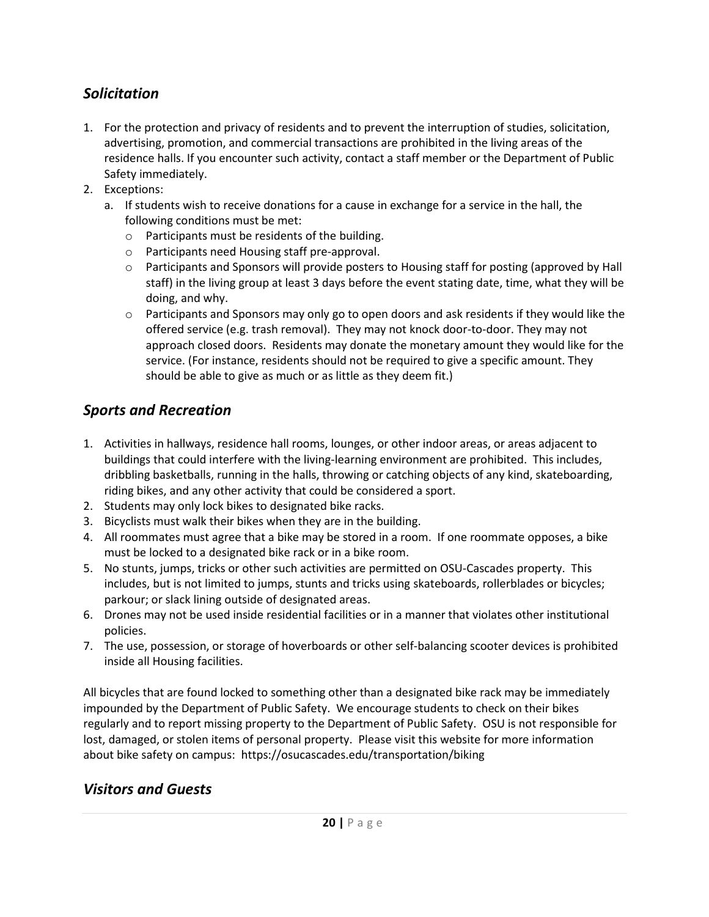## *Solicitation*

1. For the protection and privacy of residents and to prevent the interruption of studies, solicitation, advertising, promotion, and commercial transactions are prohibited in the living areas of the residence halls. If you encounter such activity, contact a staff member or the Department of Public Safety immediately.
2. Exceptions:
   a. If students wish to receive donations for a cause in exchange for a service in the hall, the following conditions must be met:
      - Participants must be residents of the building.
      - Participants need Housing staff pre-approval.
      - Participants and Sponsors will provide posters to Housing staff for posting (approved by Hall staff) in the living group at least 3 days before the event stating date, time, what they will be doing, and why.
      - Participants and Sponsors may only go to open doors and ask residents if they would like the offered service (e.g. trash removal). They may not knock door-to-door. They may not approach closed doors. Residents may donate the monetary amount they would like for the service. (For instance, residents should not be required to give a specific amount. They should be able to give as much or as little as they deem fit.)

## *Sports and Recreation*

1. Activities in hallways, residence hall rooms, lounges, or other indoor areas, or areas adjacent to buildings that could interfere with the living-learning environment are prohibited. This includes, dribbling basketballs, running in the halls, throwing or catching objects of any kind, skateboarding, riding bikes, and any other activity that could be considered a sport.
2. Students may only lock bikes to designated bike racks.
3. Bicyclists must walk their bikes when they are in the building.
4. All roommates must agree that a bike may be stored in a room. If one roommate opposes, a bike must be locked to a designated bike rack or in a bike room.
5. No stunts, jumps, tricks or other such activities are permitted on OSU-Cascades property. This includes, but is not limited to jumps, stunts and tricks using skateboards, rollerblades or bicycles; parkour; or slack lining outside of designated areas.
6. Drones may not be used inside residential facilities or in a manner that violates other institutional policies.
7. The use, possession, or storage of hoverboards or other self-balancing scooter devices is prohibited inside all Housing facilities.

All bicycles that are found locked to something other than a designated bike rack may be immediately impounded by the Department of Public Safety. We encourage students to check on their bikes regularly and to report missing property to the Department of Public Safety. OSU is not responsible for lost, damaged, or stolen items of personal property. Please visit this website for more information about bike safety on campus: https://osucascades.edu/transportation/biking

## *Visitors and Guests*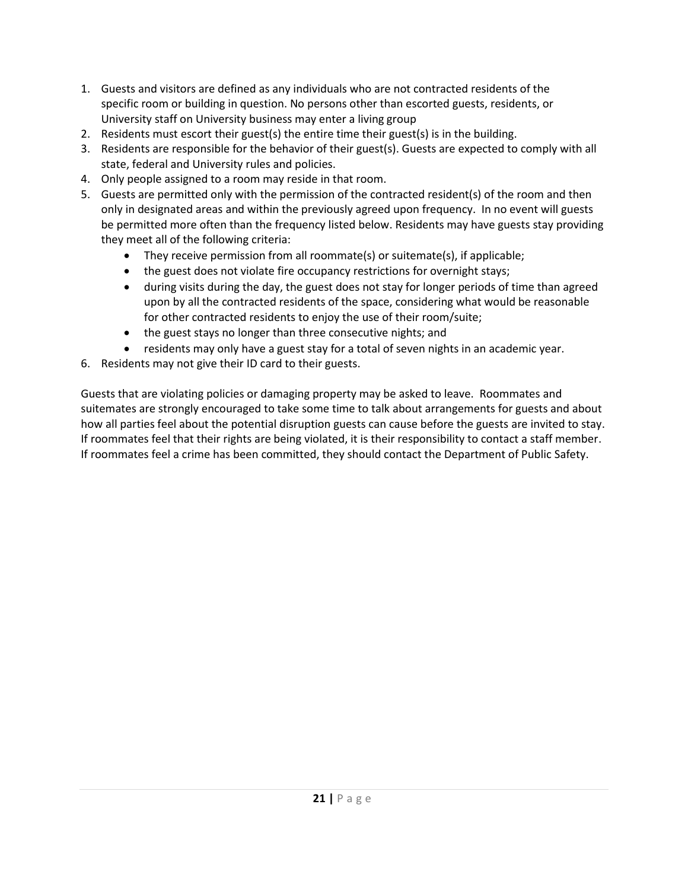1. Guests and visitors are defined as any individuals who are not contracted residents of the specific room or building in question. No persons other than escorted guests, residents, or University staff on University business may enter a living group
2. Residents must escort their guest(s) the entire time their guest(s) is in the building.
3. Residents are responsible for the behavior of their guest(s). Guests are expected to comply with all state, federal and University rules and policies.
4. Only people assigned to a room may reside in that room.
5. Guests are permitted only with the permission of the contracted resident(s) of the room and then only in designated areas and within the previously agreed upon frequency. In no event will guests be permitted more often than the frequency listed below. Residents may have guests stay providing they meet all of the following criteria:
   - They receive permission from all roommate(s) or suitemate(s), if applicable;
   - the guest does not violate fire occupancy restrictions for overnight stays;
   - during visits during the day, the guest does not stay for longer periods of time than agreed upon by all the contracted residents of the space, considering what would be reasonable for other contracted residents to enjoy the use of their room/suite;
   - the guest stays no longer than three consecutive nights; and
   - residents may only have a guest stay for a total of seven nights in an academic year.
6. Residents may not give their ID card to their guests.

Guests that are violating policies or damaging property may be asked to leave. Roommates and suitemates are strongly encouraged to take some time to talk about arrangements for guests and about how all parties feel about the potential disruption guests can cause before the guests are invited to stay. If roommates feel that their rights are being violated, it is their responsibility to contact a staff member. If roommates feel a crime has been committed, they should contact the Department of Public Safety.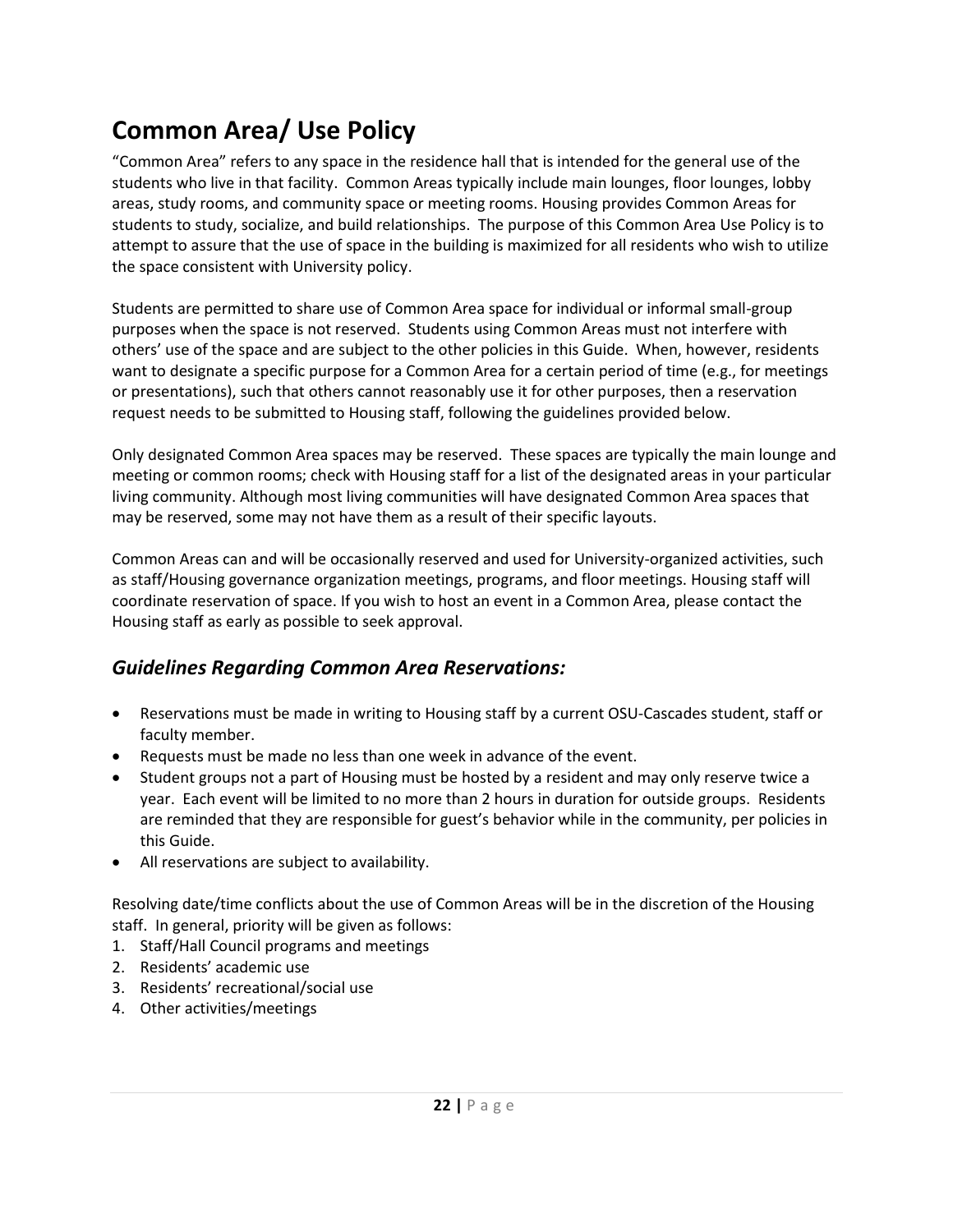# Common Area/ Use Policy

“Common Area” refers to any space in the residence hall that is intended for the general use of the students who live in that facility. Common Areas typically include main lounges, floor lounges, lobby areas, study rooms, and community space or meeting rooms. Housing provides Common Areas for students to study, socialize, and build relationships. The purpose of this Common Area Use Policy is to attempt to assure that the use of space in the building is maximized for all residents who wish to utilize the space consistent with University policy.

Students are permitted to share use of Common Area space for individual or informal small-group purposes when the space is not reserved. Students using Common Areas must not interfere with others’ use of the space and are subject to the other policies in this Guide. When, however, residents want to designate a specific purpose for a Common Area for a certain period of time (e.g., for meetings or presentations), such that others cannot reasonably use it for other purposes, then a reservation request needs to be submitted to Housing staff, following the guidelines provided below.

Only designated Common Area spaces may be reserved. These spaces are typically the main lounge and meeting or common rooms; check with Housing staff for a list of the designated areas in your particular living community. Although most living communities will have designated Common Area spaces that may be reserved, some may not have them as a result of their specific layouts.

Common Areas can and will be occasionally reserved and used for University-organized activities, such as staff/Housing governance organization meetings, programs, and floor meetings. Housing staff will coordinate reservation of space. If you wish to host an event in a Common Area, please contact the Housing staff as early as possible to seek approval.

## *Guidelines Regarding Common Area Reservations:*

- Reservations must be made in writing to Housing staff by a current OSU-Cascades student, staff or faculty member.
- Requests must be made no less than one week in advance of the event.
- Student groups not a part of Housing must be hosted by a resident and may only reserve twice a year. Each event will be limited to no more than 2 hours in duration for outside groups. Residents are reminded that they are responsible for guest’s behavior while in the community, per policies in this Guide.
- All reservations are subject to availability.

Resolving date/time conflicts about the use of Common Areas will be in the discretion of the Housing staff. In general, priority will be given as follows:

1. Staff/Hall Council programs and meetings
2. Residents’ academic use
3. Residents’ recreational/social use
4. Other activities/meetings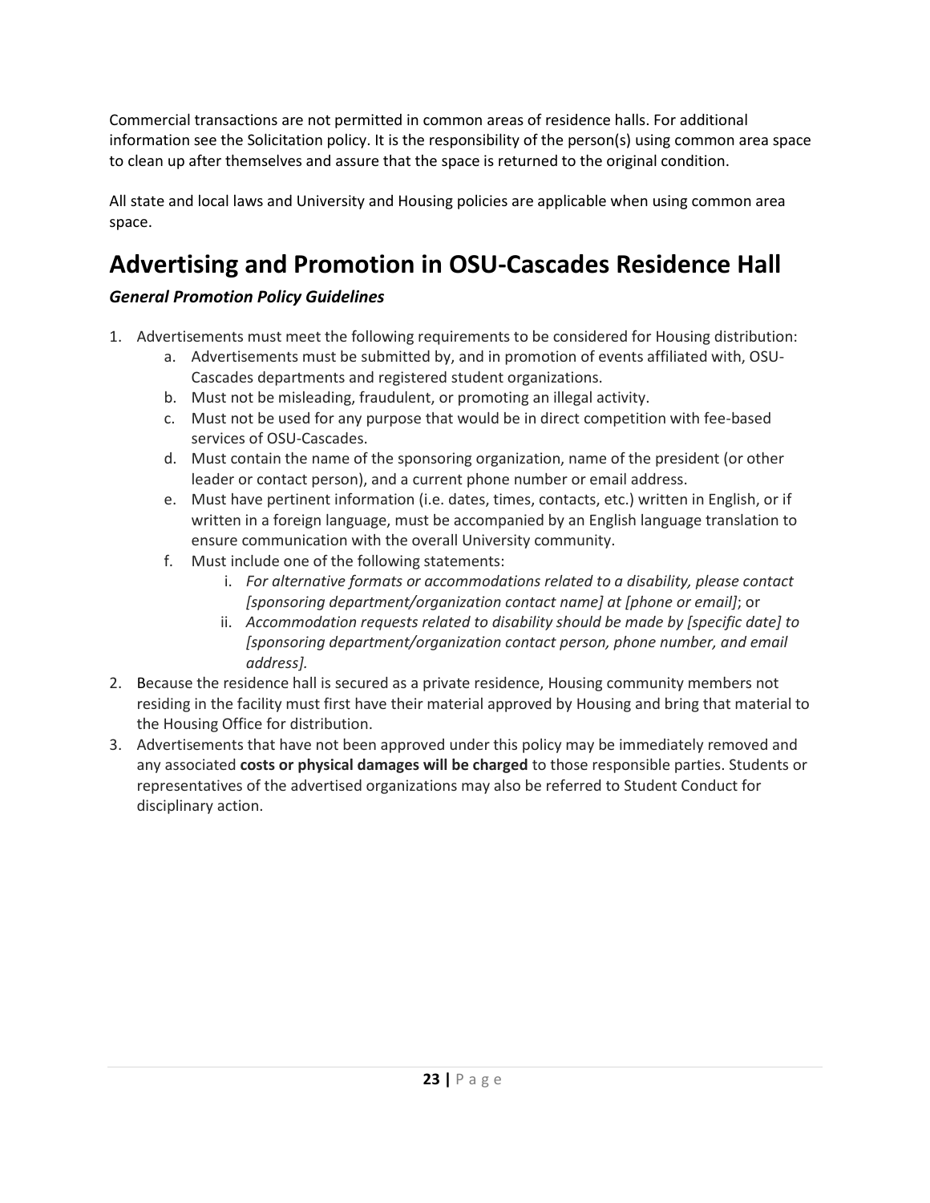Commercial transactions are not permitted in common areas of residence halls. For additional information see the Solicitation policy. It is the responsibility of the person(s) using common area space to clean up after themselves and assure that the space is returned to the original condition.

All state and local laws and University and Housing policies are applicable when using common area space.

# Advertising and Promotion in OSU-Cascades Residence Hall

### *General Promotion Policy Guidelines*

1. Advertisements must meet the following requirements to be considered for Housing distribution:
   a. Advertisements must be submitted by, and in promotion of events affiliated with, OSU-Cascades departments and registered student organizations.
   b. Must not be misleading, fraudulent, or promoting an illegal activity.
   c. Must not be used for any purpose that would be in direct competition with fee-based services of OSU-Cascades.
   d. Must contain the name of the sponsoring organization, name of the president (or other leader or contact person), and a current phone number or email address.
   e. Must have pertinent information (i.e. dates, times, contacts, etc.) written in English, or if written in a foreign language, must be accompanied by an English language translation to ensure communication with the overall University community.
   f. Must include one of the following statements:
      i. *For alternative formats or accommodations related to a disability, please contact [sponsoring department/organization contact name] at [phone or email]*; or
      ii. *Accommodation requests related to disability should be made by [specific date] to [sponsoring department/organization contact person, phone number, and email address].*
2. Because the residence hall is secured as a private residence, Housing community members not residing in the facility must first have their material approved by Housing and bring that material to the Housing Office for distribution.
3. Advertisements that have not been approved under this policy may be immediately removed and any associated **costs or physical damages will be charged** to those responsible parties. Students or representatives of the advertised organizations may also be referred to Student Conduct for disciplinary action.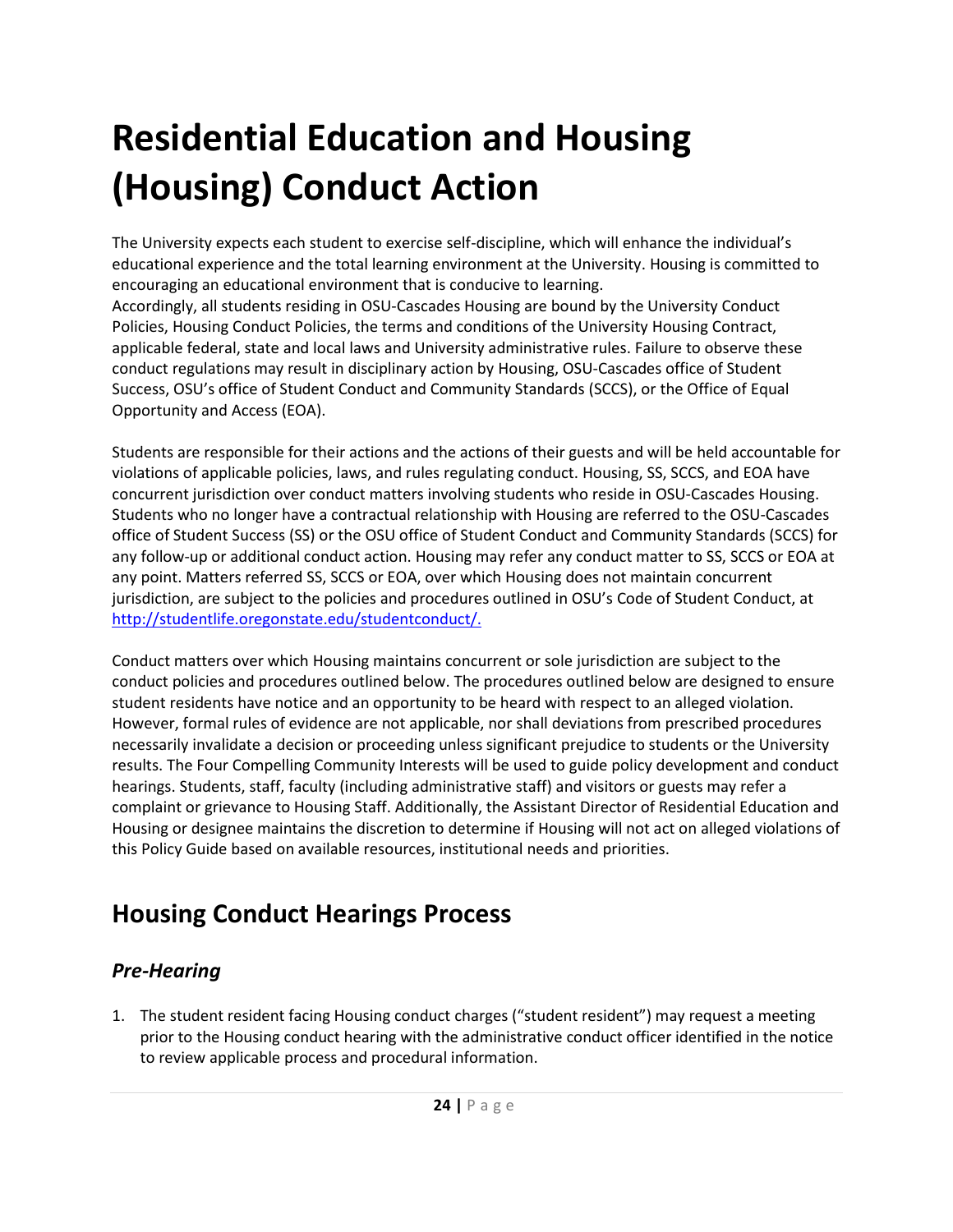# Residential Education and Housing (Housing) Conduct Action

The University expects each student to exercise self-discipline, which will enhance the individual's educational experience and the total learning environment at the University. Housing is committed to encouraging an educational environment that is conducive to learning.
Accordingly, all students residing in OSU-Cascades Housing are bound by the University Conduct Policies, Housing Conduct Policies, the terms and conditions of the University Housing Contract, applicable federal, state and local laws and University administrative rules. Failure to observe these conduct regulations may result in disciplinary action by Housing, OSU-Cascades office of Student Success, OSU's office of Student Conduct and Community Standards (SCCS), or the Office of Equal Opportunity and Access (EOA).

Students are responsible for their actions and the actions of their guests and will be held accountable for violations of applicable policies, laws, and rules regulating conduct. Housing, SS, SCCS, and EOA have concurrent jurisdiction over conduct matters involving students who reside in OSU-Cascades Housing. Students who no longer have a contractual relationship with Housing are referred to the OSU-Cascades office of Student Success (SS) or the OSU office of Student Conduct and Community Standards (SCCS) for any follow-up or additional conduct action. Housing may refer any conduct matter to SS, SCCS or EOA at any point. Matters referred SS, SCCS or EOA, over which Housing does not maintain concurrent jurisdiction, are subject to the policies and procedures outlined in OSU's Code of Student Conduct, at [http://studentlife.oregonstate.edu/studentconduct/.](http://studentlife.oregonstate.edu/studentconduct/)

Conduct matters over which Housing maintains concurrent or sole jurisdiction are subject to the conduct policies and procedures outlined below. The procedures outlined below are designed to ensure student residents have notice and an opportunity to be heard with respect to an alleged violation. However, formal rules of evidence are not applicable, nor shall deviations from prescribed procedures necessarily invalidate a decision or proceeding unless significant prejudice to students or the University results. The Four Compelling Community Interests will be used to guide policy development and conduct hearings. Students, staff, faculty (including administrative staff) and visitors or guests may refer a complaint or grievance to Housing Staff. Additionally, the Assistant Director of Residential Education and Housing or designee maintains the discretion to determine if Housing will not act on alleged violations of this Policy Guide based on available resources, institutional needs and priorities.

## Housing Conduct Hearings Process

### *Pre-Hearing*

1. The student resident facing Housing conduct charges ("student resident") may request a meeting prior to the Housing conduct hearing with the administrative conduct officer identified in the notice to review applicable process and procedural information.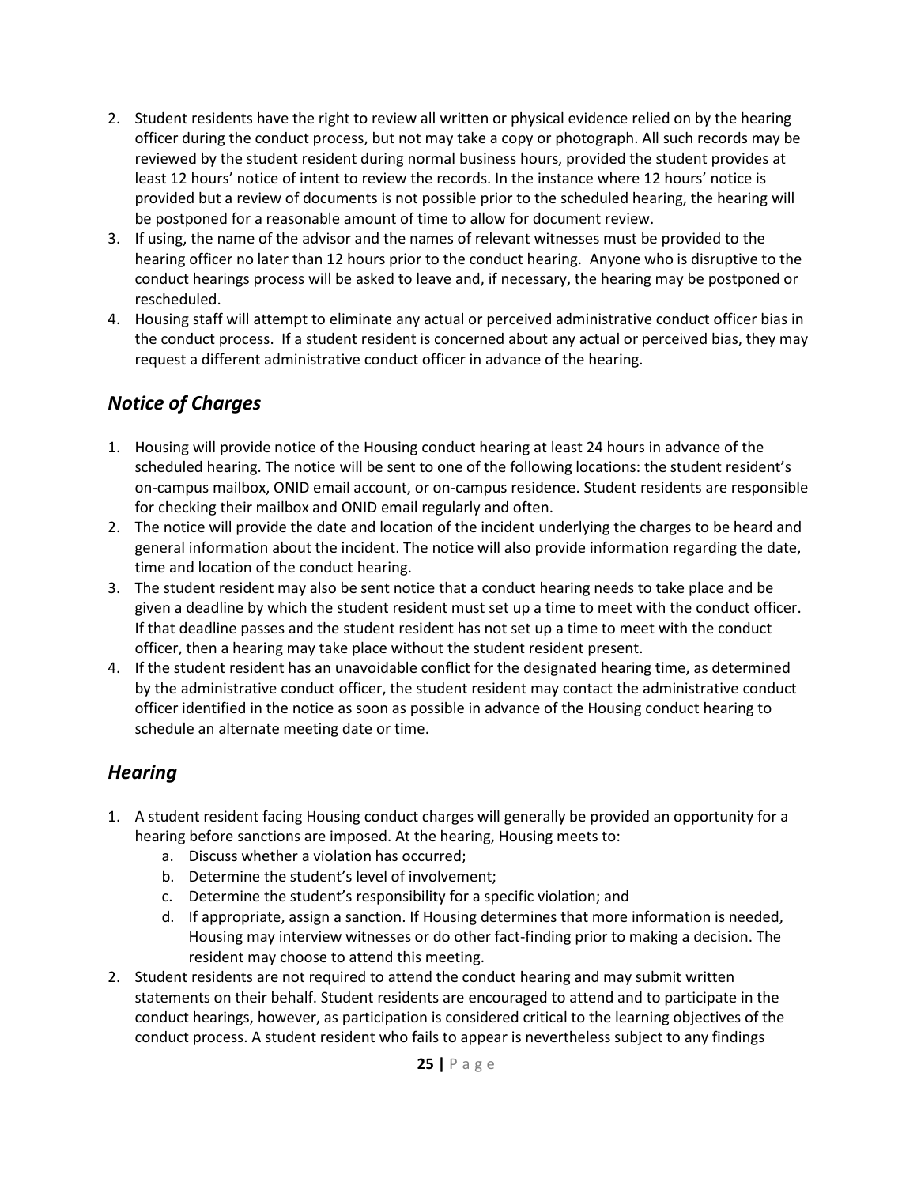2. Student residents have the right to review all written or physical evidence relied on by the hearing officer during the conduct process, but not may take a copy or photograph. All such records may be reviewed by the student resident during normal business hours, provided the student provides at least 12 hours' notice of intent to review the records. In the instance where 12 hours' notice is provided but a review of documents is not possible prior to the scheduled hearing, the hearing will be postponed for a reasonable amount of time to allow for document review.
3. If using, the name of the advisor and the names of relevant witnesses must be provided to the hearing officer no later than 12 hours prior to the conduct hearing. Anyone who is disruptive to the conduct hearings process will be asked to leave and, if necessary, the hearing may be postponed or rescheduled.
4. Housing staff will attempt to eliminate any actual or perceived administrative conduct officer bias in the conduct process. If a student resident is concerned about any actual or perceived bias, they may request a different administrative conduct officer in advance of the hearing.

## *Notice of Charges*

1. Housing will provide notice of the Housing conduct hearing at least 24 hours in advance of the scheduled hearing. The notice will be sent to one of the following locations: the student resident's on-campus mailbox, ONID email account, or on-campus residence. Student residents are responsible for checking their mailbox and ONID email regularly and often.
2. The notice will provide the date and location of the incident underlying the charges to be heard and general information about the incident. The notice will also provide information regarding the date, time and location of the conduct hearing.
3. The student resident may also be sent notice that a conduct hearing needs to take place and be given a deadline by which the student resident must set up a time to meet with the conduct officer. If that deadline passes and the student resident has not set up a time to meet with the conduct officer, then a hearing may take place without the student resident present.
4. If the student resident has an unavoidable conflict for the designated hearing time, as determined by the administrative conduct officer, the student resident may contact the administrative conduct officer identified in the notice as soon as possible in advance of the Housing conduct hearing to schedule an alternate meeting date or time.

## *Hearing*

1. A student resident facing Housing conduct charges will generally be provided an opportunity for a hearing before sanctions are imposed. At the hearing, Housing meets to:
    a. Discuss whether a violation has occurred;
    b. Determine the student's level of involvement;
    c. Determine the student's responsibility for a specific violation; and
    d. If appropriate, assign a sanction. If Housing determines that more information is needed, Housing may interview witnesses or do other fact-finding prior to making a decision. The resident may choose to attend this meeting.
2. Student residents are not required to attend the conduct hearing and may submit written statements on their behalf. Student residents are encouraged to attend and to participate in the conduct hearings, however, as participation is considered critical to the learning objectives of the conduct process. A student resident who fails to appear is nevertheless subject to any findings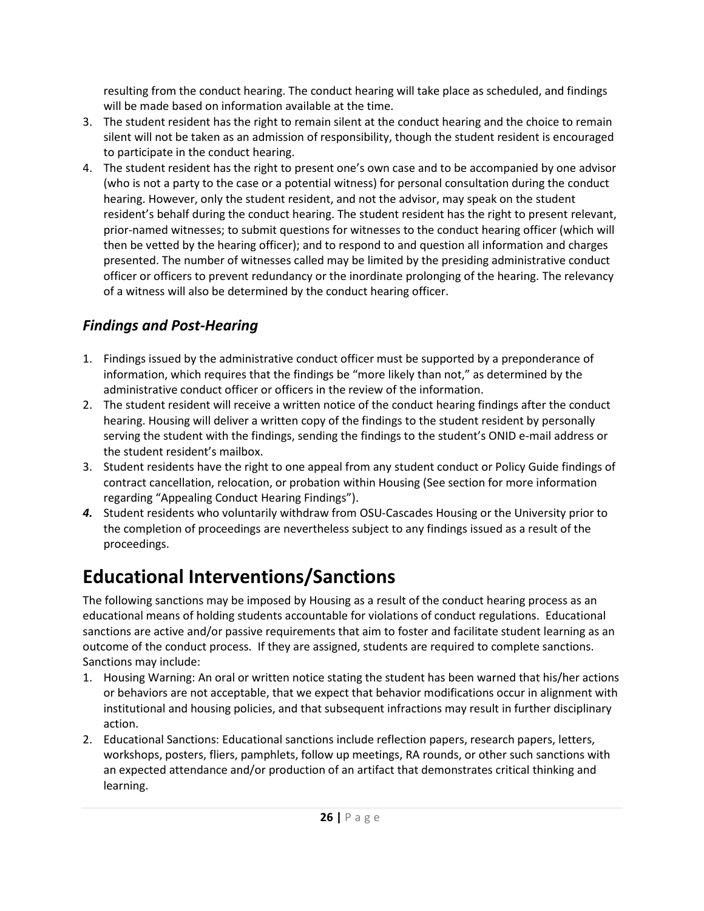resulting from the conduct hearing. The conduct hearing will take place as scheduled, and findings will be made based on information available at the time.

3. The student resident has the right to remain silent at the conduct hearing and the choice to remain silent will not be taken as an admission of responsibility, though the student resident is encouraged to participate in the conduct hearing.
4. The student resident has the right to present one's own case and to be accompanied by one advisor (who is not a party to the case or a potential witness) for personal consultation during the conduct hearing. However, only the student resident, and not the advisor, may speak on the student resident's behalf during the conduct hearing. The student resident has the right to present relevant, prior-named witnesses; to submit questions for witnesses to the conduct hearing officer (which will then be vetted by the hearing officer); and to respond to and question all information and charges presented. The number of witnesses called may be limited by the presiding administrative conduct officer or officers to prevent redundancy or the inordinate prolonging of the hearing. The relevancy of a witness will also be determined by the conduct hearing officer.

### *Findings and Post-Hearing*

1. Findings issued by the administrative conduct officer must be supported by a preponderance of information, which requires that the findings be "more likely than not," as determined by the administrative conduct officer or officers in the review of the information.
2. The student resident will receive a written notice of the conduct hearing findings after the conduct hearing. Housing will deliver a written copy of the findings to the student resident by personally serving the student with the findings, sending the findings to the student's ONID e-mail address or the student resident's mailbox.
3. Student residents have the right to one appeal from any student conduct or Policy Guide findings of contract cancellation, relocation, or probation within Housing (See section for more information regarding "Appealing Conduct Hearing Findings").
4. Student residents who voluntarily withdraw from OSU-Cascades Housing or the University prior to the completion of proceedings are nevertheless subject to any findings issued as a result of the proceedings.

# Educational Interventions/Sanctions

The following sanctions may be imposed by Housing as a result of the conduct hearing process as an educational means of holding students accountable for violations of conduct regulations. Educational sanctions are active and/or passive requirements that aim to foster and facilitate student learning as an outcome of the conduct process. If they are assigned, students are required to complete sanctions. Sanctions may include:

1. Housing Warning: An oral or written notice stating the student has been warned that his/her actions or behaviors are not acceptable, that we expect that behavior modifications occur in alignment with institutional and housing policies, and that subsequent infractions may result in further disciplinary action.
2. Educational Sanctions: Educational sanctions include reflection papers, research papers, letters, workshops, posters, fliers, pamphlets, follow up meetings, RA rounds, or other such sanctions with an expected attendance and/or production of an artifact that demonstrates critical thinking and learning.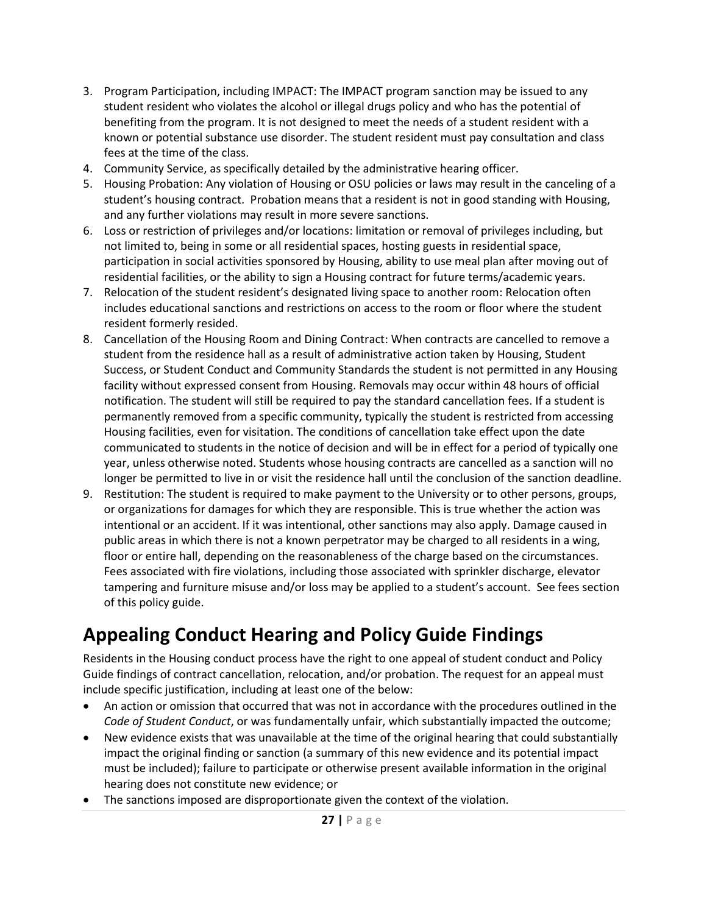3. Program Participation, including IMPACT: The IMPACT program sanction may be issued to any student resident who violates the alcohol or illegal drugs policy and who has the potential of benefiting from the program. It is not designed to meet the needs of a student resident with a known or potential substance use disorder. The student resident must pay consultation and class fees at the time of the class.
4. Community Service, as specifically detailed by the administrative hearing officer.
5. Housing Probation: Any violation of Housing or OSU policies or laws may result in the canceling of a student's housing contract. Probation means that a resident is not in good standing with Housing, and any further violations may result in more severe sanctions.
6. Loss or restriction of privileges and/or locations: limitation or removal of privileges including, but not limited to, being in some or all residential spaces, hosting guests in residential space, participation in social activities sponsored by Housing, ability to use meal plan after moving out of residential facilities, or the ability to sign a Housing contract for future terms/academic years.
7. Relocation of the student resident's designated living space to another room: Relocation often includes educational sanctions and restrictions on access to the room or floor where the student resident formerly resided.
8. Cancellation of the Housing Room and Dining Contract: When contracts are cancelled to remove a student from the residence hall as a result of administrative action taken by Housing, Student Success, or Student Conduct and Community Standards the student is not permitted in any Housing facility without expressed consent from Housing. Removals may occur within 48 hours of official notification. The student will still be required to pay the standard cancellation fees. If a student is permanently removed from a specific community, typically the student is restricted from accessing Housing facilities, even for visitation. The conditions of cancellation take effect upon the date communicated to students in the notice of decision and will be in effect for a period of typically one year, unless otherwise noted. Students whose housing contracts are cancelled as a sanction will no longer be permitted to live in or visit the residence hall until the conclusion of the sanction deadline.
9. Restitution: The student is required to make payment to the University or to other persons, groups, or organizations for damages for which they are responsible. This is true whether the action was intentional or an accident. If it was intentional, other sanctions may also apply. Damage caused in public areas in which there is not a known perpetrator may be charged to all residents in a wing, floor or entire hall, depending on the reasonableness of the charge based on the circumstances. Fees associated with fire violations, including those associated with sprinkler discharge, elevator tampering and furniture misuse and/or loss may be applied to a student's account. See fees section of this policy guide.

# Appealing Conduct Hearing and Policy Guide Findings

Residents in the Housing conduct process have the right to one appeal of student conduct and Policy Guide findings of contract cancellation, relocation, and/or probation. The request for an appeal must include specific justification, including at least one of the below:

- An action or omission that occurred that was not in accordance with the procedures outlined in the *Code of Student Conduct*, or was fundamentally unfair, which substantially impacted the outcome;
- New evidence exists that was unavailable at the time of the original hearing that could substantially impact the original finding or sanction (a summary of this new evidence and its potential impact must be included); failure to participate or otherwise present available information in the original hearing does not constitute new evidence; or
- The sanctions imposed are disproportionate given the context of the violation.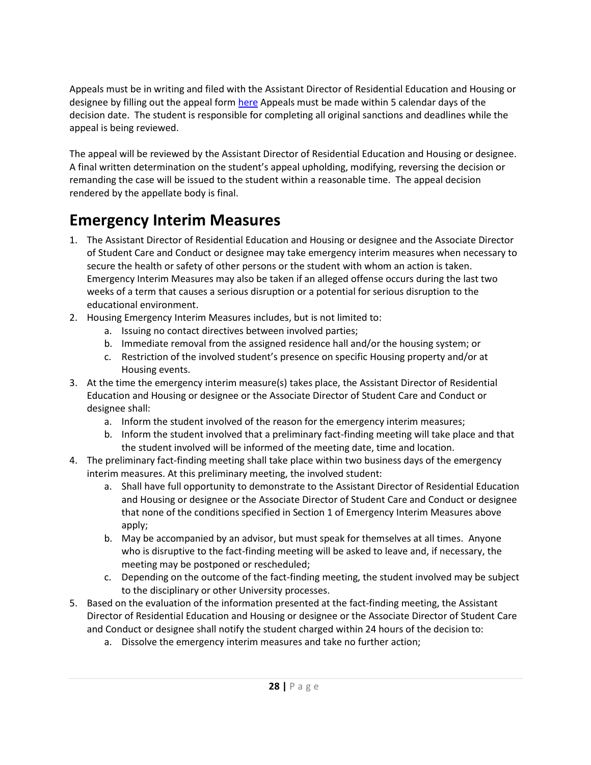Appeals must be in writing and filed with the Assistant Director of Residential Education and Housing or designee by filling out the appeal form [here](here) Appeals must be made within 5 calendar days of the decision date. The student is responsible for completing all original sanctions and deadlines while the appeal is being reviewed.

The appeal will be reviewed by the Assistant Director of Residential Education and Housing or designee. A final written determination on the student's appeal upholding, modifying, reversing the decision or remanding the case will be issued to the student within a reasonable time. The appeal decision rendered by the appellate body is final.

## Emergency Interim Measures

1. The Assistant Director of Residential Education and Housing or designee and the Associate Director of Student Care and Conduct or designee may take emergency interim measures when necessary to secure the health or safety of other persons or the student with whom an action is taken. Emergency Interim Measures may also be taken if an alleged offense occurs during the last two weeks of a term that causes a serious disruption or a potential for serious disruption to the educational environment.
2. Housing Emergency Interim Measures includes, but is not limited to:
    a. Issuing no contact directives between involved parties;
    b. Immediate removal from the assigned residence hall and/or the housing system; or
    c. Restriction of the involved student's presence on specific Housing property and/or at Housing events.
3. At the time the emergency interim measure(s) takes place, the Assistant Director of Residential Education and Housing or designee or the Associate Director of Student Care and Conduct or designee shall:
    a. Inform the student involved of the reason for the emergency interim measures;
    b. Inform the student involved that a preliminary fact-finding meeting will take place and that the student involved will be informed of the meeting date, time and location.
4. The preliminary fact-finding meeting shall take place within two business days of the emergency interim measures. At this preliminary meeting, the involved student:
    a. Shall have full opportunity to demonstrate to the Assistant Director of Residential Education and Housing or designee or the Associate Director of Student Care and Conduct or designee that none of the conditions specified in Section 1 of Emergency Interim Measures above apply;
    b. May be accompanied by an advisor, but must speak for themselves at all times. Anyone who is disruptive to the fact-finding meeting will be asked to leave and, if necessary, the meeting may be postponed or rescheduled;
    c. Depending on the outcome of the fact-finding meeting, the student involved may be subject to the disciplinary or other University processes.
5. Based on the evaluation of the information presented at the fact-finding meeting, the Assistant Director of Residential Education and Housing or designee or the Associate Director of Student Care and Conduct or designee shall notify the student charged within 24 hours of the decision to:
    a. Dissolve the emergency interim measures and take no further action;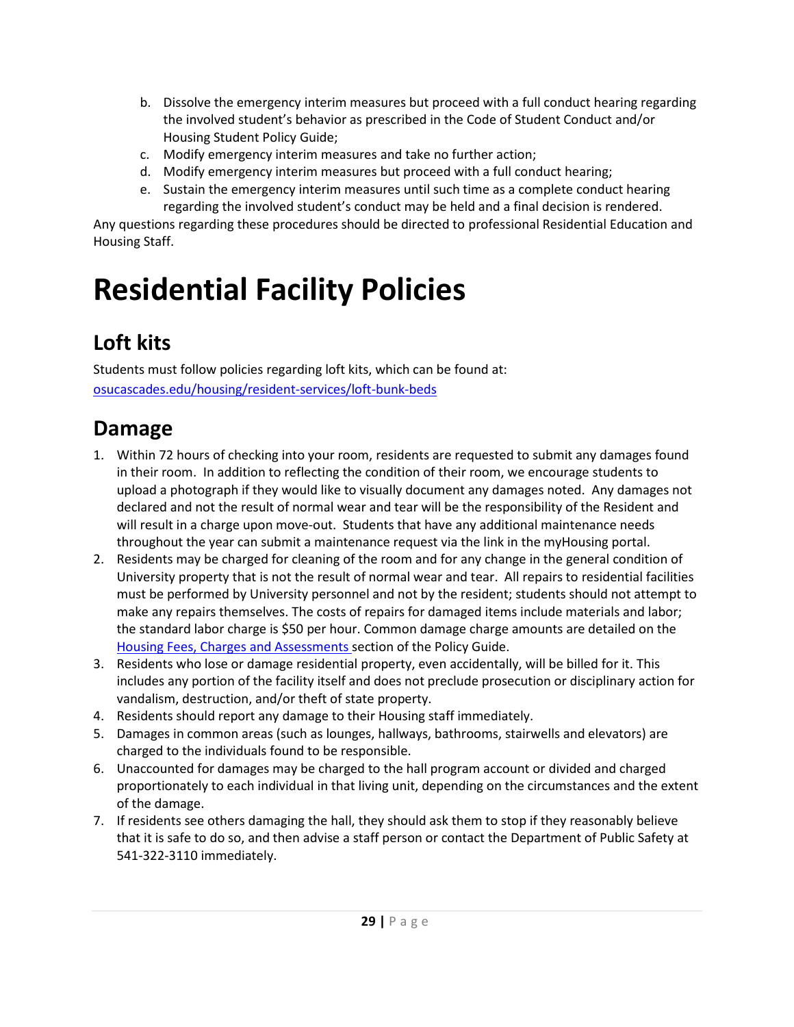b. Dissolve the emergency interim measures but proceed with a full conduct hearing regarding the involved student's behavior as prescribed in the Code of Student Conduct and/or Housing Student Policy Guide;
c. Modify emergency interim measures and take no further action;
d. Modify emergency interim measures but proceed with a full conduct hearing;
e. Sustain the emergency interim measures until such time as a complete conduct hearing regarding the involved student's conduct may be held and a final decision is rendered.

Any questions regarding these procedures should be directed to professional Residential Education and Housing Staff.

# Residential Facility Policies

## Loft kits

Students must follow policies regarding loft kits, which can be found at: osucascades.edu/housing/resident-services/loft-bunk-beds

## Damage

1. Within 72 hours of checking into your room, residents are requested to submit any damages found in their room. In addition to reflecting the condition of their room, we encourage students to upload a photograph if they would like to visually document any damages noted. Any damages not declared and not the result of normal wear and tear will be the responsibility of the Resident and will result in a charge upon move-out. Students that have any additional maintenance needs throughout the year can submit a maintenance request via the link in the myHousing portal.
2. Residents may be charged for cleaning of the room and for any change in the general condition of University property that is not the result of normal wear and tear. All repairs to residential facilities must be performed by University personnel and not by the resident; students should not attempt to make any repairs themselves. The costs of repairs for damaged items include materials and labor; the standard labor charge is $50 per hour. Common damage charge amounts are detailed on the Housing Fees, Charges and Assessments section of the Policy Guide.
3. Residents who lose or damage residential property, even accidentally, will be billed for it. This includes any portion of the facility itself and does not preclude prosecution or disciplinary action for vandalism, destruction, and/or theft of state property.
4. Residents should report any damage to their Housing staff immediately.
5. Damages in common areas (such as lounges, hallways, bathrooms, stairwells and elevators) are charged to the individuals found to be responsible.
6. Unaccounted for damages may be charged to the hall program account or divided and charged proportionately to each individual in that living unit, depending on the circumstances and the extent of the damage.
7. If residents see others damaging the hall, they should ask them to stop if they reasonably believe that it is safe to do so, and then advise a staff person or contact the Department of Public Safety at 541-322-3110 immediately.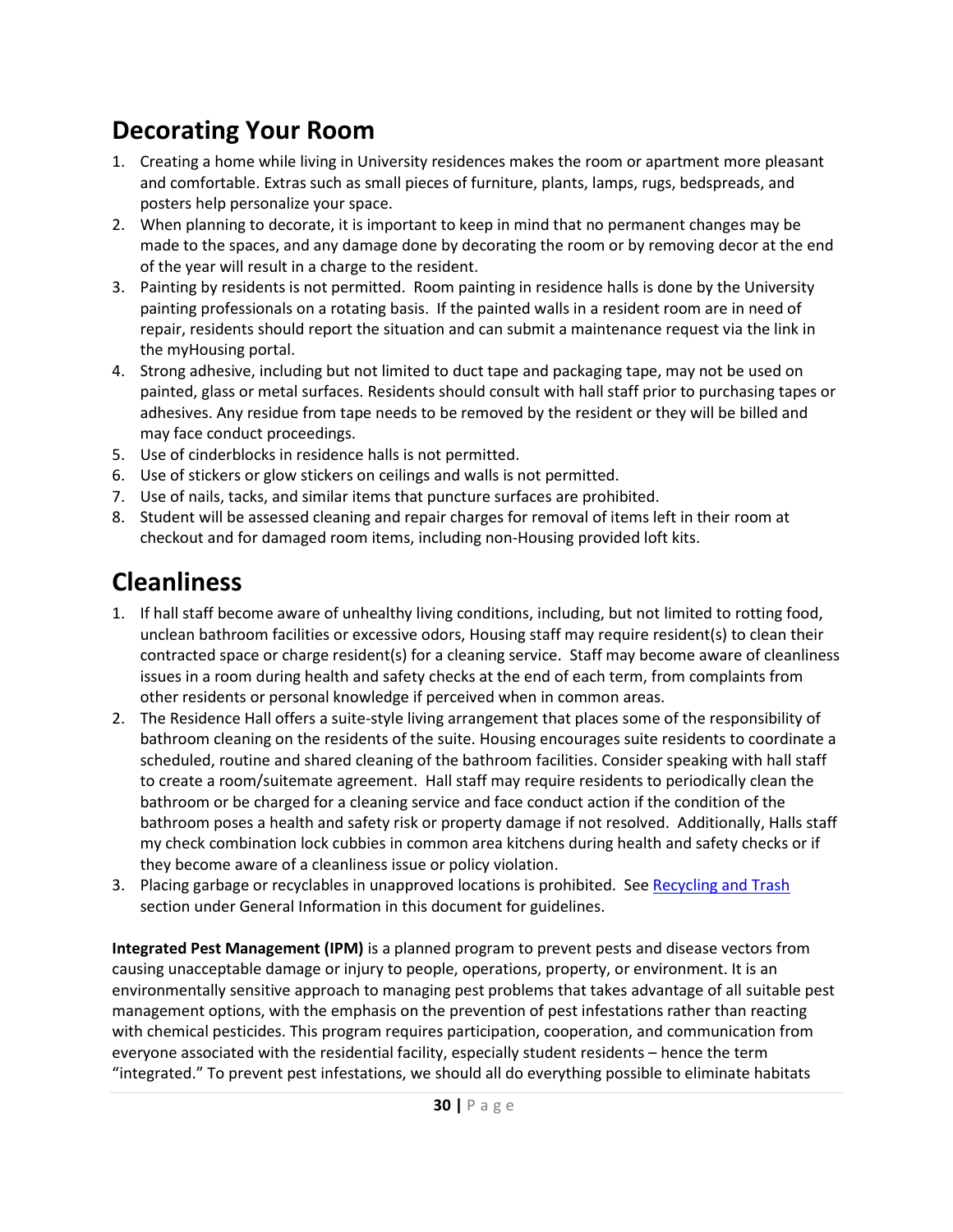## Decorating Your Room

1. Creating a home while living in University residences makes the room or apartment more pleasant and comfortable. Extras such as small pieces of furniture, plants, lamps, rugs, bedspreads, and posters help personalize your space.
2. When planning to decorate, it is important to keep in mind that no permanent changes may be made to the spaces, and any damage done by decorating the room or by removing decor at the end of the year will result in a charge to the resident.
3. Painting by residents is not permitted. Room painting in residence halls is done by the University painting professionals on a rotating basis. If the painted walls in a resident room are in need of repair, residents should report the situation and can submit a maintenance request via the link in the myHousing portal.
4. Strong adhesive, including but not limited to duct tape and packaging tape, may not be used on painted, glass or metal surfaces. Residents should consult with hall staff prior to purchasing tapes or adhesives. Any residue from tape needs to be removed by the resident or they will be billed and may face conduct proceedings.
5. Use of cinderblocks in residence halls is not permitted.
6. Use of stickers or glow stickers on ceilings and walls is not permitted.
7. Use of nails, tacks, and similar items that puncture surfaces are prohibited.
8. Student will be assessed cleaning and repair charges for removal of items left in their room at checkout and for damaged room items, including non-Housing provided loft kits.

## Cleanliness

1. If hall staff become aware of unhealthy living conditions, including, but not limited to rotting food, unclean bathroom facilities or excessive odors, Housing staff may require resident(s) to clean their contracted space or charge resident(s) for a cleaning service. Staff may become aware of cleanliness issues in a room during health and safety checks at the end of each term, from complaints from other residents or personal knowledge if perceived when in common areas.
2. The Residence Hall offers a suite-style living arrangement that places some of the responsibility of bathroom cleaning on the residents of the suite. Housing encourages suite residents to coordinate a scheduled, routine and shared cleaning of the bathroom facilities. Consider speaking with hall staff to create a room/suitemate agreement. Hall staff may require residents to periodically clean the bathroom or be charged for a cleaning service and face conduct action if the condition of the bathroom poses a health and safety risk or property damage if not resolved. Additionally, Halls staff my check combination lock cubbies in common area kitchens during health and safety checks or if they become aware of a cleanliness issue or policy violation.
3. Placing garbage or recyclables in unapproved locations is prohibited. See [Recycling and Trash] section under General Information in this document for guidelines.

**Integrated Pest Management (IPM)** is a planned program to prevent pests and disease vectors from causing unacceptable damage or injury to people, operations, property, or environment. It is an environmentally sensitive approach to managing pest problems that takes advantage of all suitable pest management options, with the emphasis on the prevention of pest infestations rather than reacting with chemical pesticides. This program requires participation, cooperation, and communication from everyone associated with the residential facility, especially student residents – hence the term "integrated." To prevent pest infestations, we should all do everything possible to eliminate habitats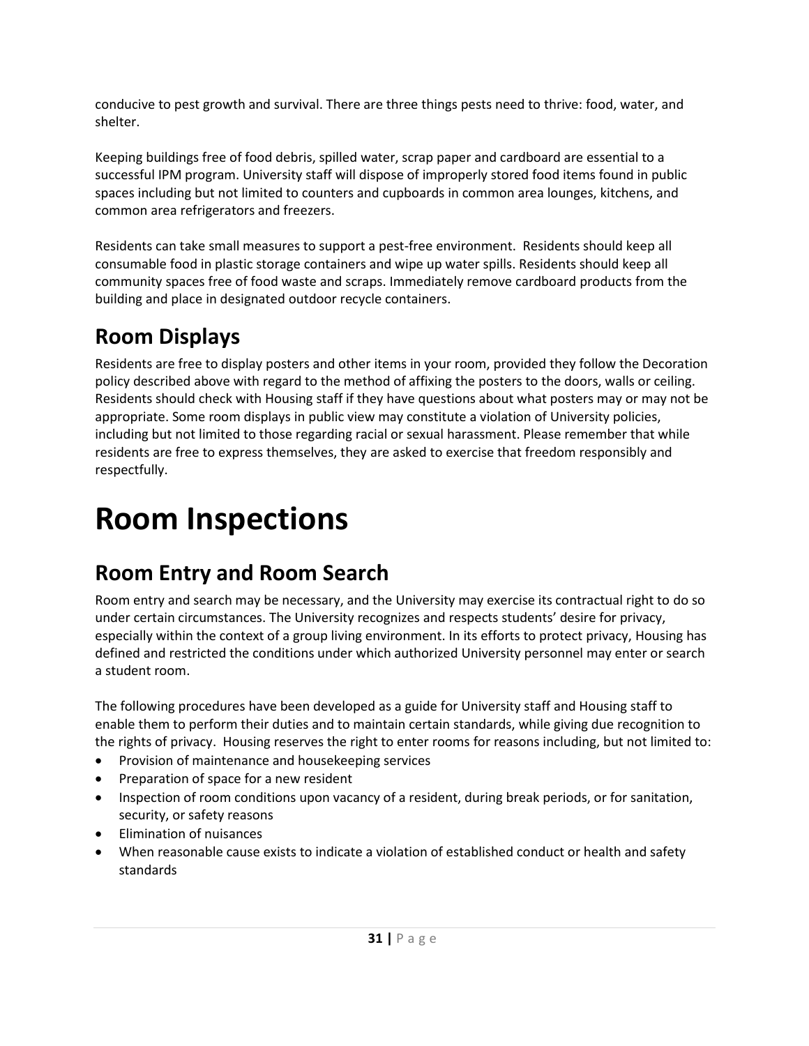conducive to pest growth and survival. There are three things pests need to thrive: food, water, and shelter.

Keeping buildings free of food debris, spilled water, scrap paper and cardboard are essential to a successful IPM program. University staff will dispose of improperly stored food items found in public spaces including but not limited to counters and cupboards in common area lounges, kitchens, and common area refrigerators and freezers.

Residents can take small measures to support a pest-free environment. Residents should keep all consumable food in plastic storage containers and wipe up water spills. Residents should keep all community spaces free of food waste and scraps. Immediately remove cardboard products from the building and place in designated outdoor recycle containers.

## Room Displays

Residents are free to display posters and other items in your room, provided they follow the Decoration policy described above with regard to the method of affixing the posters to the doors, walls or ceiling. Residents should check with Housing staff if they have questions about what posters may or may not be appropriate. Some room displays in public view may constitute a violation of University policies, including but not limited to those regarding racial or sexual harassment. Please remember that while residents are free to express themselves, they are asked to exercise that freedom responsibly and respectfully.

# Room Inspections

## Room Entry and Room Search

Room entry and search may be necessary, and the University may exercise its contractual right to do so under certain circumstances. The University recognizes and respects students' desire for privacy, especially within the context of a group living environment. In its efforts to protect privacy, Housing has defined and restricted the conditions under which authorized University personnel may enter or search a student room.

The following procedures have been developed as a guide for University staff and Housing staff to enable them to perform their duties and to maintain certain standards, while giving due recognition to the rights of privacy. Housing reserves the right to enter rooms for reasons including, but not limited to:

- Provision of maintenance and housekeeping services
- Preparation of space for a new resident
- Inspection of room conditions upon vacancy of a resident, during break periods, or for sanitation, security, or safety reasons
- Elimination of nuisances
- When reasonable cause exists to indicate a violation of established conduct or health and safety standards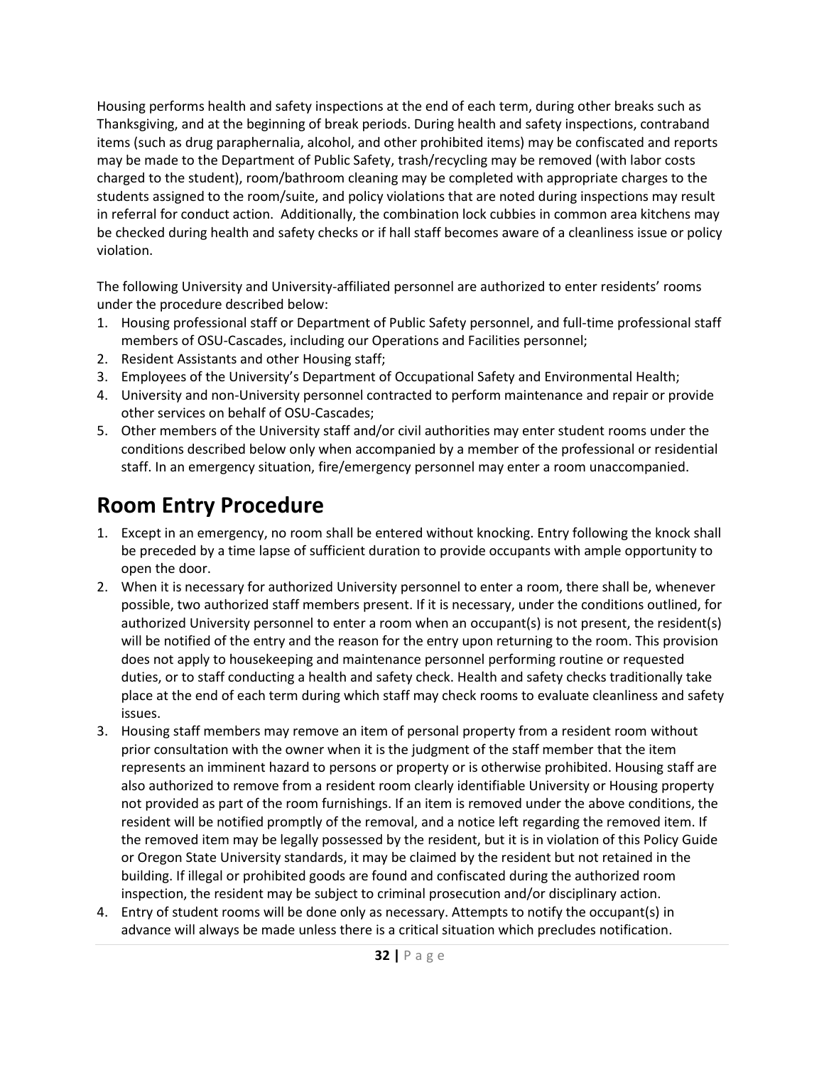Housing performs health and safety inspections at the end of each term, during other breaks such as Thanksgiving, and at the beginning of break periods. During health and safety inspections, contraband items (such as drug paraphernalia, alcohol, and other prohibited items) may be confiscated and reports may be made to the Department of Public Safety, trash/recycling may be removed (with labor costs charged to the student), room/bathroom cleaning may be completed with appropriate charges to the students assigned to the room/suite, and policy violations that are noted during inspections may result in referral for conduct action. Additionally, the combination lock cubbies in common area kitchens may be checked during health and safety checks or if hall staff becomes aware of a cleanliness issue or policy violation.

The following University and University-affiliated personnel are authorized to enter residents' rooms under the procedure described below:

1. Housing professional staff or Department of Public Safety personnel, and full-time professional staff members of OSU-Cascades, including our Operations and Facilities personnel;
2. Resident Assistants and other Housing staff;
3. Employees of the University's Department of Occupational Safety and Environmental Health;
4. University and non-University personnel contracted to perform maintenance and repair or provide other services on behalf of OSU-Cascades;
5. Other members of the University staff and/or civil authorities may enter student rooms under the conditions described below only when accompanied by a member of the professional or residential staff. In an emergency situation, fire/emergency personnel may enter a room unaccompanied.

# Room Entry Procedure

1. Except in an emergency, no room shall be entered without knocking. Entry following the knock shall be preceded by a time lapse of sufficient duration to provide occupants with ample opportunity to open the door.
2. When it is necessary for authorized University personnel to enter a room, there shall be, whenever possible, two authorized staff members present. If it is necessary, under the conditions outlined, for authorized University personnel to enter a room when an occupant(s) is not present, the resident(s) will be notified of the entry and the reason for the entry upon returning to the room. This provision does not apply to housekeeping and maintenance personnel performing routine or requested duties, or to staff conducting a health and safety check. Health and safety checks traditionally take place at the end of each term during which staff may check rooms to evaluate cleanliness and safety issues.
3. Housing staff members may remove an item of personal property from a resident room without prior consultation with the owner when it is the judgment of the staff member that the item represents an imminent hazard to persons or property or is otherwise prohibited. Housing staff are also authorized to remove from a resident room clearly identifiable University or Housing property not provided as part of the room furnishings. If an item is removed under the above conditions, the resident will be notified promptly of the removal, and a notice left regarding the removed item. If the removed item may be legally possessed by the resident, but it is in violation of this Policy Guide or Oregon State University standards, it may be claimed by the resident but not retained in the building. If illegal or prohibited goods are found and confiscated during the authorized room inspection, the resident may be subject to criminal prosecution and/or disciplinary action.
4. Entry of student rooms will be done only as necessary. Attempts to notify the occupant(s) in advance will always be made unless there is a critical situation which precludes notification.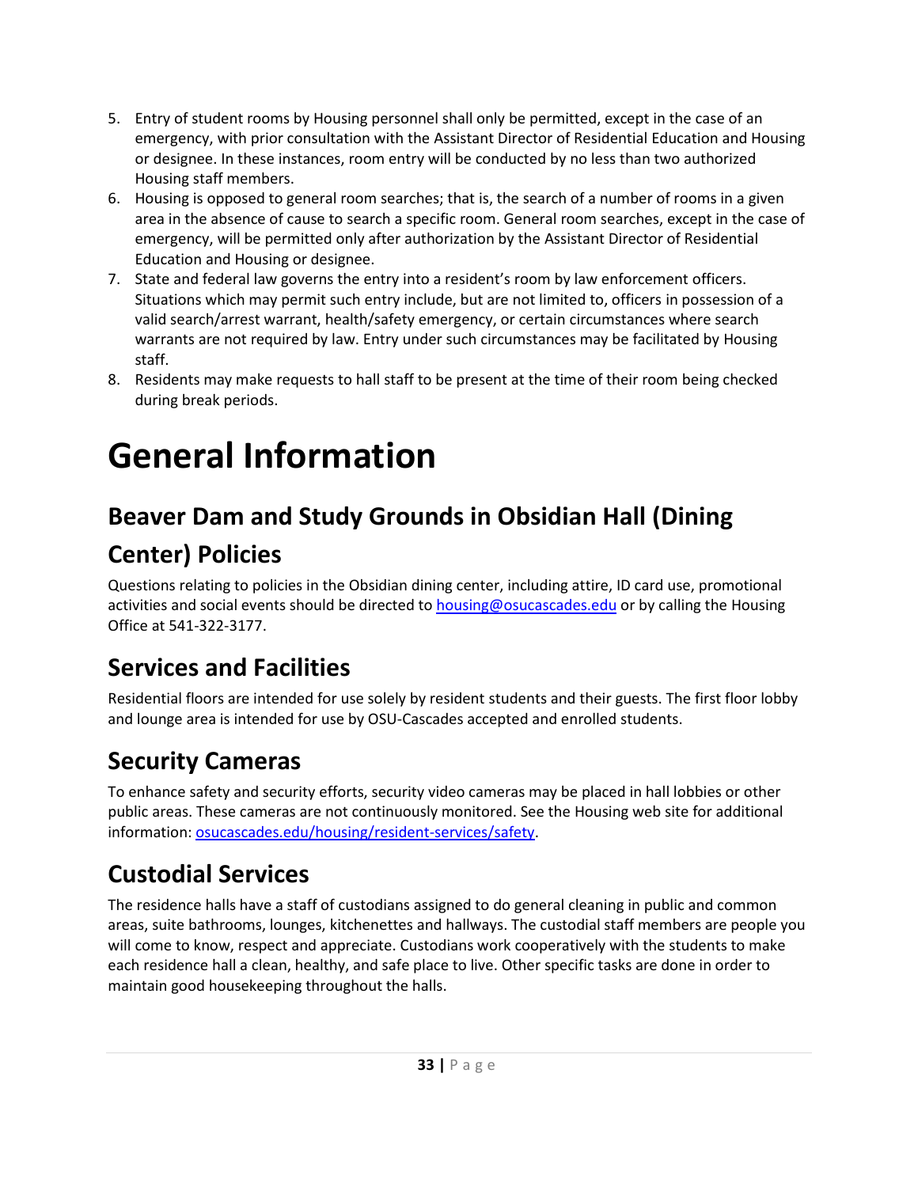5. Entry of student rooms by Housing personnel shall only be permitted, except in the case of an emergency, with prior consultation with the Assistant Director of Residential Education and Housing or designee. In these instances, room entry will be conducted by no less than two authorized Housing staff members.
6. Housing is opposed to general room searches; that is, the search of a number of rooms in a given area in the absence of cause to search a specific room. General room searches, except in the case of emergency, will be permitted only after authorization by the Assistant Director of Residential Education and Housing or designee.
7. State and federal law governs the entry into a resident's room by law enforcement officers. Situations which may permit such entry include, but are not limited to, officers in possession of a valid search/arrest warrant, health/safety emergency, or certain circumstances where search warrants are not required by law. Entry under such circumstances may be facilitated by Housing staff.
8. Residents may make requests to hall staff to be present at the time of their room being checked during break periods.

# General Information

## Beaver Dam and Study Grounds in Obsidian Hall (Dining Center) Policies

Questions relating to policies in the Obsidian dining center, including attire, ID card use, promotional activities and social events should be directed to housing@osucascades.edu or by calling the Housing Office at 541-322-3177.

## Services and Facilities

Residential floors are intended for use solely by resident students and their guests. The first floor lobby and lounge area is intended for use by OSU-Cascades accepted and enrolled students.

## Security Cameras

To enhance safety and security efforts, security video cameras may be placed in hall lobbies or other public areas. These cameras are not continuously monitored. See the Housing web site for additional information: osucascades.edu/housing/resident-services/safety.

## Custodial Services

The residence halls have a staff of custodians assigned to do general cleaning in public and common areas, suite bathrooms, lounges, kitchenettes and hallways. The custodial staff members are people you will come to know, respect and appreciate. Custodians work cooperatively with the students to make each residence hall a clean, healthy, and safe place to live. Other specific tasks are done in order to maintain good housekeeping throughout the halls.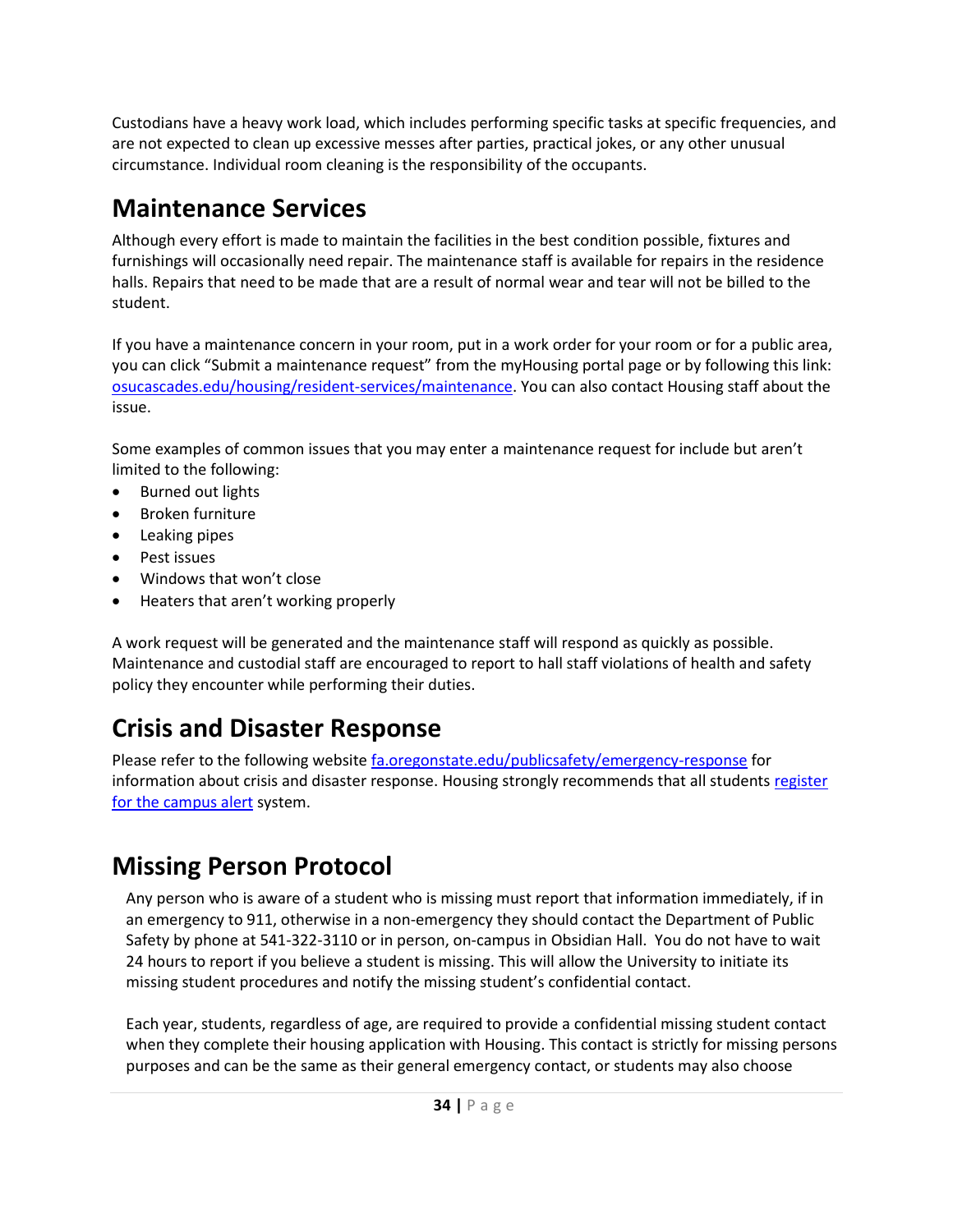Custodians have a heavy work load, which includes performing specific tasks at specific frequencies, and are not expected to clean up excessive messes after parties, practical jokes, or any other unusual circumstance. Individual room cleaning is the responsibility of the occupants.

## Maintenance Services

Although every effort is made to maintain the facilities in the best condition possible, fixtures and furnishings will occasionally need repair. The maintenance staff is available for repairs in the residence halls. Repairs that need to be made that are a result of normal wear and tear will not be billed to the student.

If you have a maintenance concern in your room, put in a work order for your room or for a public area, you can click "Submit a maintenance request" from the myHousing portal page or by following this link: [osucascades.edu/housing/resident-services/maintenance](osucascades.edu/housing/resident-services/maintenance). You can also contact Housing staff about the issue.

Some examples of common issues that you may enter a maintenance request for include but aren't limited to the following:

- Burned out lights
- Broken furniture
- Leaking pipes
- Pest issues
- Windows that won't close
- Heaters that aren't working properly

A work request will be generated and the maintenance staff will respond as quickly as possible. Maintenance and custodial staff are encouraged to report to hall staff violations of health and safety policy they encounter while performing their duties.

## Crisis and Disaster Response

Please refer to the following website [fa.oregonstate.edu/publicsafety/emergency-response](fa.oregonstate.edu/publicsafety/emergency-response) for information about crisis and disaster response. Housing strongly recommends that all students register for the campus alert system.

## Missing Person Protocol

Any person who is aware of a student who is missing must report that information immediately, if in an emergency to 911, otherwise in a non-emergency they should contact the Department of Public Safety by phone at 541-322-3110 or in person, on-campus in Obsidian Hall. You do not have to wait 24 hours to report if you believe a student is missing. This will allow the University to initiate its missing student procedures and notify the missing student's confidential contact.

Each year, students, regardless of age, are required to provide a confidential missing student contact when they complete their housing application with Housing. This contact is strictly for missing persons purposes and can be the same as their general emergency contact, or students may also choose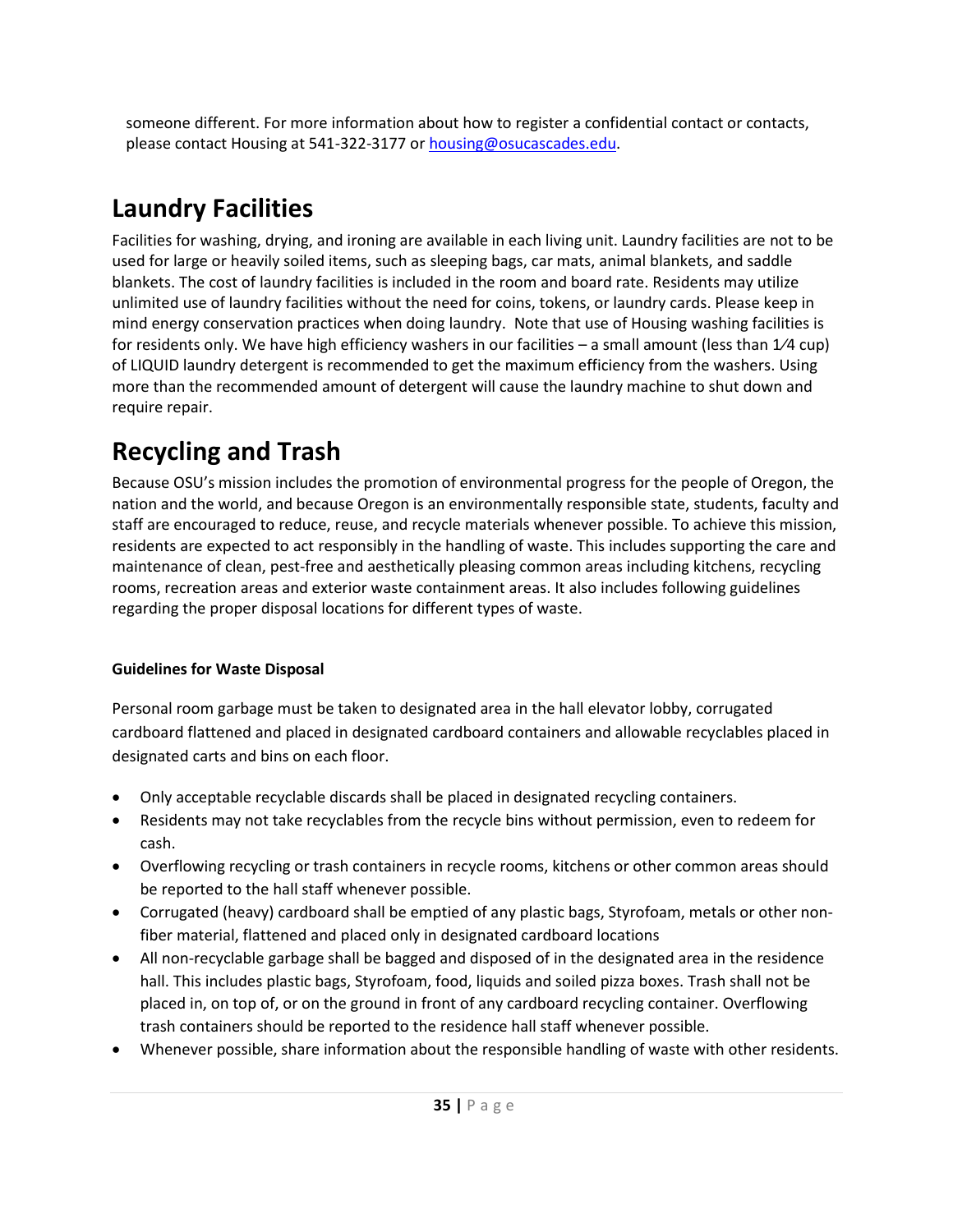someone different. For more information about how to register a confidential contact or contacts, please contact Housing at 541-322-3177 or [housing@osucascades.edu](mailto:housing@osucascades.edu).

# Laundry Facilities

Facilities for washing, drying, and ironing are available in each living unit. Laundry facilities are not to be used for large or heavily soiled items, such as sleeping bags, car mats, animal blankets, and saddle blankets. The cost of laundry facilities is included in the room and board rate. Residents may utilize unlimited use of laundry facilities without the need for coins, tokens, or laundry cards. Please keep in mind energy conservation practices when doing laundry. Note that use of Housing washing facilities is for residents only. We have high efficiency washers in our facilities – a small amount (less than 1⁄4 cup) of LIQUID laundry detergent is recommended to get the maximum efficiency from the washers. Using more than the recommended amount of detergent will cause the laundry machine to shut down and require repair.

# Recycling and Trash

Because OSU's mission includes the promotion of environmental progress for the people of Oregon, the nation and the world, and because Oregon is an environmentally responsible state, students, faculty and staff are encouraged to reduce, reuse, and recycle materials whenever possible. To achieve this mission, residents are expected to act responsibly in the handling of waste. This includes supporting the care and maintenance of clean, pest-free and aesthetically pleasing common areas including kitchens, recycling rooms, recreation areas and exterior waste containment areas. It also includes following guidelines regarding the proper disposal locations for different types of waste.

**Guidelines for Waste Disposal**

Personal room garbage must be taken to designated area in the hall elevator lobby, corrugated cardboard flattened and placed in designated cardboard containers and allowable recyclables placed in designated carts and bins on each floor.

- Only acceptable recyclable discards shall be placed in designated recycling containers.
- Residents may not take recyclables from the recycle bins without permission, even to redeem for cash.
- Overflowing recycling or trash containers in recycle rooms, kitchens or other common areas should be reported to the hall staff whenever possible.
- Corrugated (heavy) cardboard shall be emptied of any plastic bags, Styrofoam, metals or other non-fiber material, flattened and placed only in designated cardboard locations
- All non-recyclable garbage shall be bagged and disposed of in the designated area in the residence hall. This includes plastic bags, Styrofoam, food, liquids and soiled pizza boxes. Trash shall not be placed in, on top of, or on the ground in front of any cardboard recycling container. Overflowing trash containers should be reported to the residence hall staff whenever possible.
- Whenever possible, share information about the responsible handling of waste with other residents.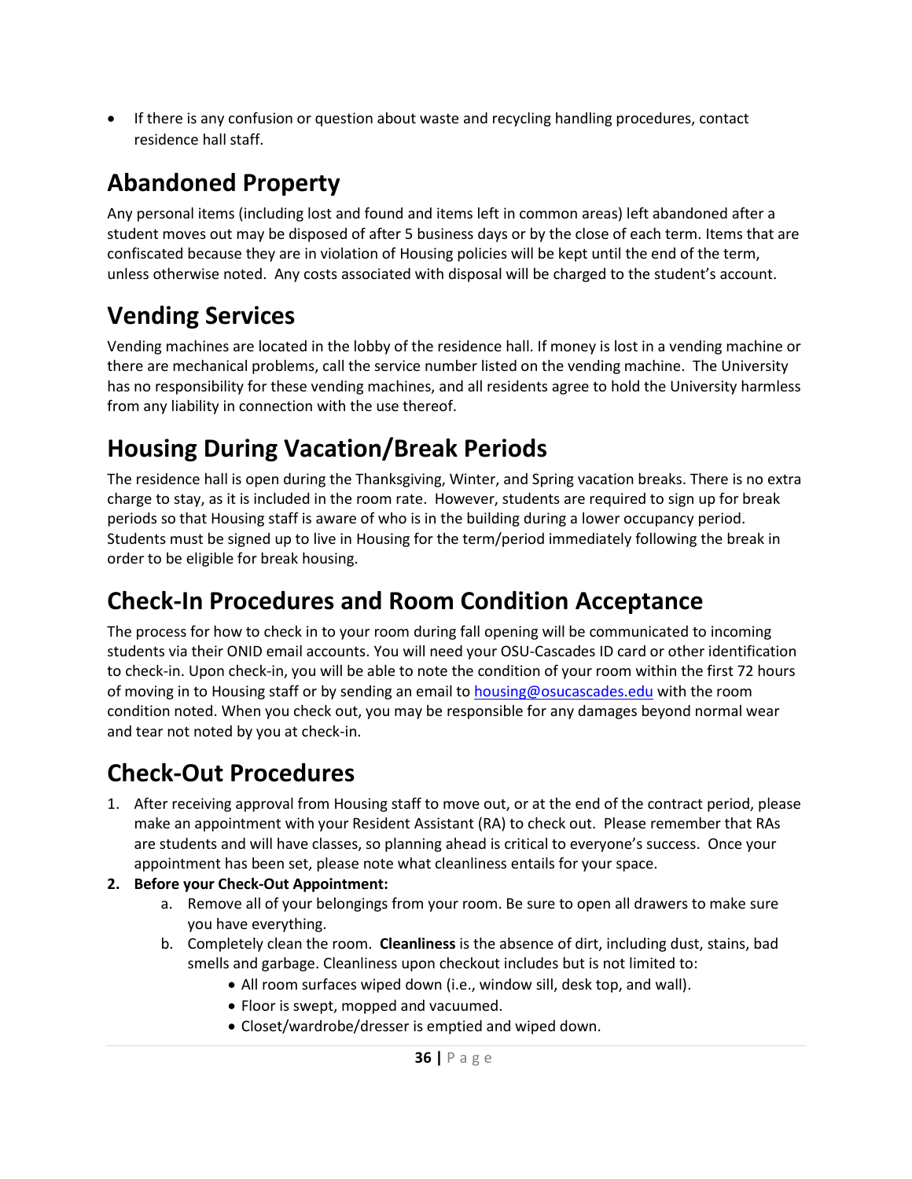- If there is any confusion or question about waste and recycling handling procedures, contact residence hall staff.

# Abandoned Property

Any personal items (including lost and found and items left in common areas) left abandoned after a student moves out may be disposed of after 5 business days or by the close of each term. Items that are confiscated because they are in violation of Housing policies will be kept until the end of the term, unless otherwise noted. Any costs associated with disposal will be charged to the student's account.

# Vending Services

Vending machines are located in the lobby of the residence hall. If money is lost in a vending machine or there are mechanical problems, call the service number listed on the vending machine. The University has no responsibility for these vending machines, and all residents agree to hold the University harmless from any liability in connection with the use thereof.

# Housing During Vacation/Break Periods

The residence hall is open during the Thanksgiving, Winter, and Spring vacation breaks. There is no extra charge to stay, as it is included in the room rate. However, students are required to sign up for break periods so that Housing staff is aware of who is in the building during a lower occupancy period. Students must be signed up to live in Housing for the term/period immediately following the break in order to be eligible for break housing.

# Check-In Procedures and Room Condition Acceptance

The process for how to check in to your room during fall opening will be communicated to incoming students via their ONID email accounts. You will need your OSU-Cascades ID card or other identification to check-in. Upon check-in, you will be able to note the condition of your room within the first 72 hours of moving in to Housing staff or by sending an email to housing@osucascades.edu with the room condition noted. When you check out, you may be responsible for any damages beyond normal wear and tear not noted by you at check-in.

# Check-Out Procedures

1. After receiving approval from Housing staff to move out, or at the end of the contract period, please make an appointment with your Resident Assistant (RA) to check out. Please remember that RAs are students and will have classes, so planning ahead is critical to everyone's success. Once your appointment has been set, please note what cleanliness entails for your space.
2. **Before your Check-Out Appointment:**
   a. Remove all of your belongings from your room. Be sure to open all drawers to make sure you have everything.
   b. Completely clean the room. **Cleanliness** is the absence of dirt, including dust, stains, bad smells and garbage. Cleanliness upon checkout includes but is not limited to:
      - All room surfaces wiped down (i.e., window sill, desk top, and wall).
      - Floor is swept, mopped and vacuumed.
      - Closet/wardrobe/dresser is emptied and wiped down.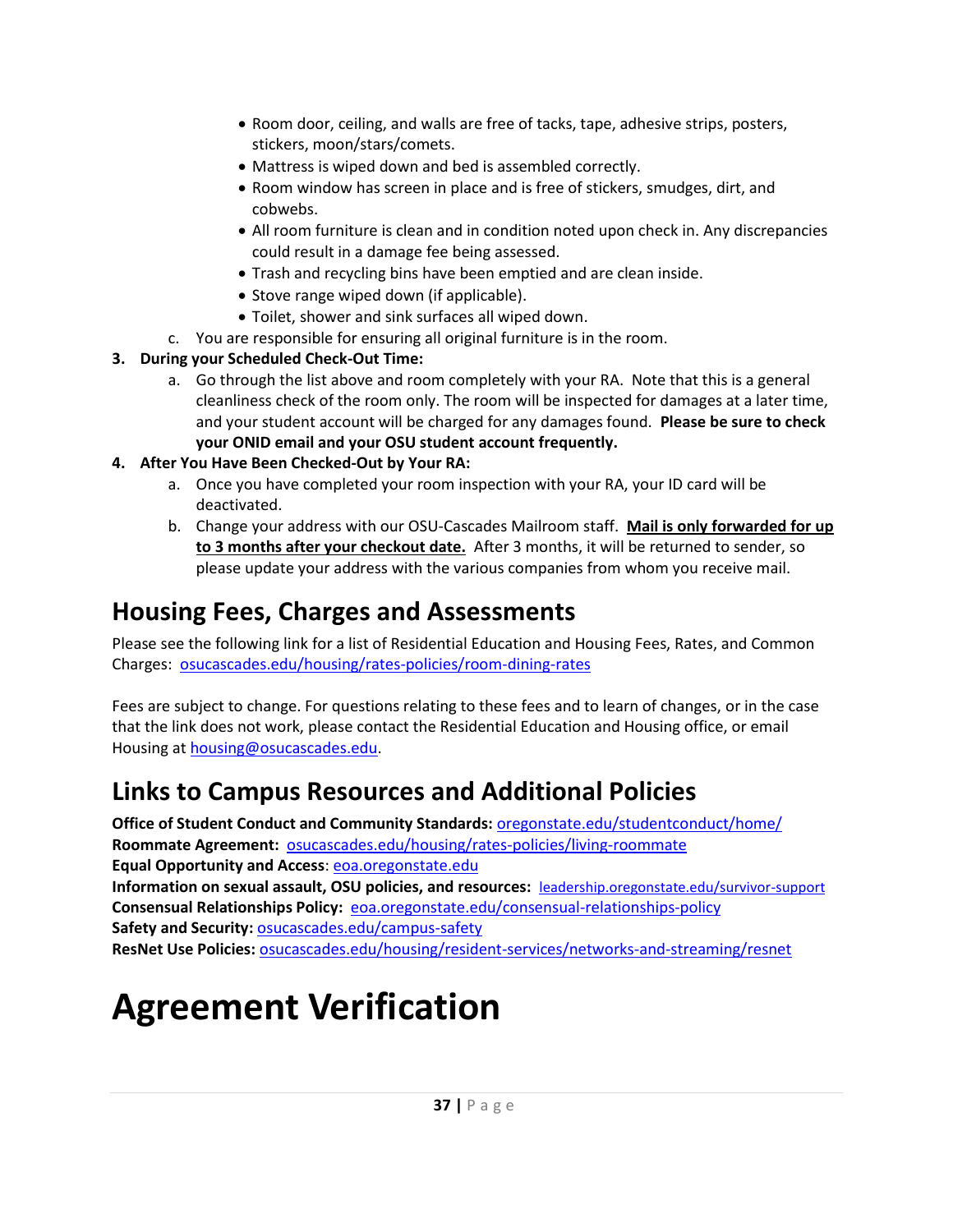- Room door, ceiling, and walls are free of tacks, tape, adhesive strips, posters, stickers, moon/stars/comets.
- Mattress is wiped down and bed is assembled correctly.
- Room window has screen in place and is free of stickers, smudges, dirt, and cobwebs.
- All room furniture is clean and in condition noted upon check in. Any discrepancies could result in a damage fee being assessed.
- Trash and recycling bins have been emptied and are clean inside.
- Stove range wiped down (if applicable).
- Toilet, shower and sink surfaces all wiped down.

c. You are responsible for ensuring all original furniture is in the room.

**3. During your Scheduled Check-Out Time:**

a. Go through the list above and room completely with your RA. Note that this is a general cleanliness check of the room only. The room will be inspected for damages at a later time, and your student account will be charged for any damages found. **Please be sure to check your ONID email and your OSU student account frequently.**

**4. After You Have Been Checked-Out by Your RA:**

a. Once you have completed your room inspection with your RA, your ID card will be deactivated.

b. Change your address with our OSU-Cascades Mailroom staff. **Mail is only forwarded for up to 3 months after your checkout date.** After 3 months, it will be returned to sender, so please update your address with the various companies from whom you receive mail.

## Housing Fees, Charges and Assessments

Please see the following link for a list of Residential Education and Housing Fees, Rates, and Common Charges: osucascades.edu/housing/rates-policies/room-dining-rates

Fees are subject to change. For questions relating to these fees and to learn of changes, or in the case that the link does not work, please contact the Residential Education and Housing office, or email Housing at housing@osucascades.edu.

## Links to Campus Resources and Additional Policies

**Office of Student Conduct and Community Standards:** oregonstate.edu/studentconduct/home/
**Roommate Agreement:** osucascades.edu/housing/rates-policies/living-roommate
**Equal Opportunity and Access**: eoa.oregonstate.edu
**Information on sexual assault, OSU policies, and resources:** leadership.oregonstate.edu/survivor-support
**Consensual Relationships Policy:** eoa.oregonstate.edu/consensual-relationships-policy
**Safety and Security:** osucascades.edu/campus-safety
**ResNet Use Policies:** osucascades.edu/housing/resident-services/networks-and-streaming/resnet

# Agreement Verification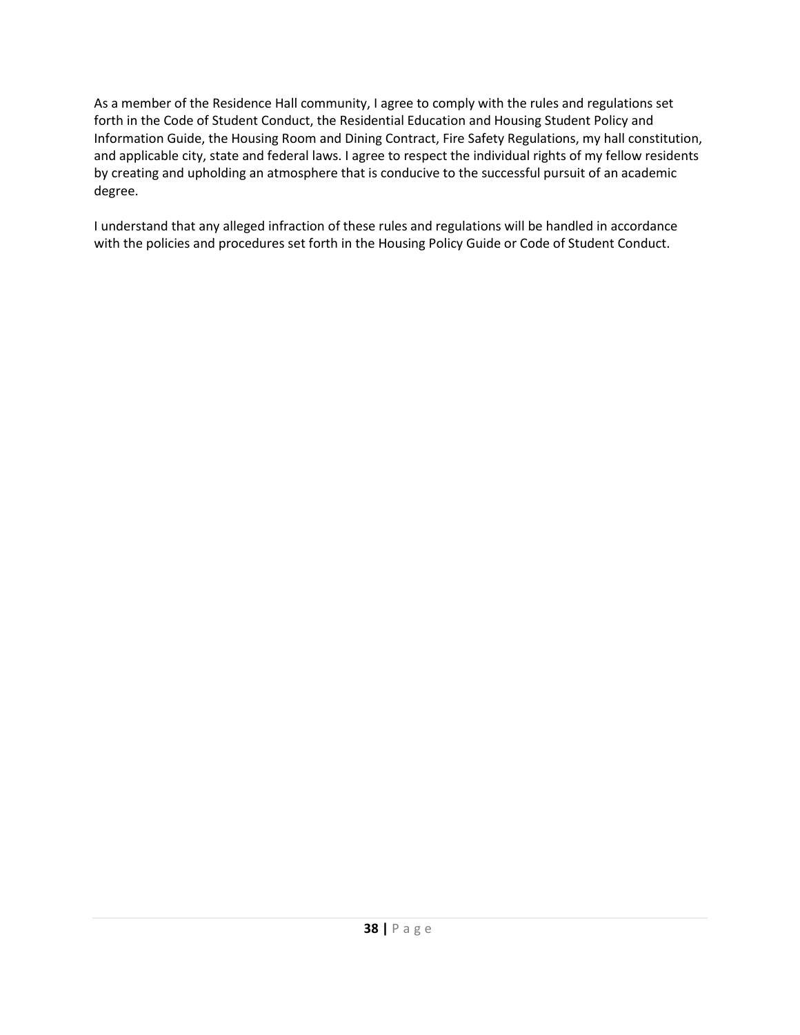As a member of the Residence Hall community, I agree to comply with the rules and regulations set forth in the Code of Student Conduct, the Residential Education and Housing Student Policy and Information Guide, the Housing Room and Dining Contract, Fire Safety Regulations, my hall constitution, and applicable city, state and federal laws. I agree to respect the individual rights of my fellow residents by creating and upholding an atmosphere that is conducive to the successful pursuit of an academic degree.

I understand that any alleged infraction of these rules and regulations will be handled in accordance with the policies and procedures set forth in the Housing Policy Guide or Code of Student Conduct.